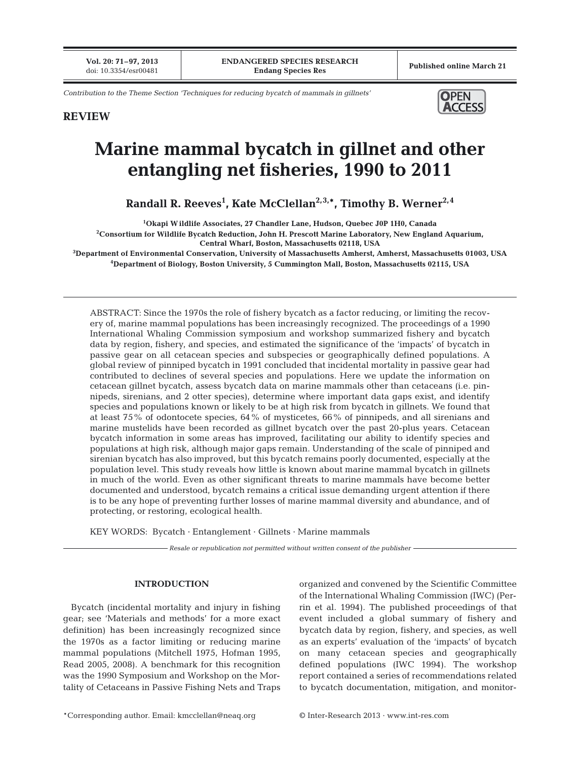Contribution to the Theme Section 'Techniques for reducing bycatch of mammals in gillnets'

**REVIEW**

# Marine mammal bycatch in gillnet and other entangling net fisheries, 1990 to 2011

**Randall R. Reeves[1], Kate McClellan[2,3,*], Timothy B. Werner[2,4]**

[1]Okapi Wildlife Associates, 27 Chandler Lane, Hudson, Quebec J0P 1H0, Canada
[2]Consortium for Wildlife Bycatch Reduction, John H. Prescott Marine Laboratory, New England Aquarium, Central Wharf, Boston, Massachusetts 02118, USA
[3]Department of Environmental Conservation, University of Massachusetts Amherst, Amherst, Massachusetts 01003, USA
[4]Department of Biology, Boston University, 5 Cummington Mall, Boston, Massachusetts 02115, USA

ABSTRACT: Since the 1970s the role of fishery bycatch as a factor reducing, or limiting the recovery of, marine mammal populations has been increasingly recognized. The proceedings of a 1990 International Whaling Commission symposium and workshop summarized fishery and bycatch data by region, fishery, and species, and estimated the significance of the 'impacts' of bycatch in passive gear on all cetacean species and subspecies or geographically defined populations. A global review of pinniped bycatch in 1991 concluded that incidental mortality in passive gear had contributed to declines of several species and populations. Here we update the information on cetacean gillnet bycatch, assess bycatch data on marine mammals other than cetaceans (i.e. pinnipeds, sirenians, and 2 otter species), determine where important data gaps exist, and identify species and populations known or likely to be at high risk from bycatch in gillnets. We found that at least 75% of odontocete species, 64% of mysticetes, 66% of pinnipeds, and all sirenians and marine mustelids have been recorded as gillnet bycatch over the past 20-plus years. Cetacean bycatch information in some areas has improved, facilitating our ability to identify species and populations at high risk, although major gaps remain. Understanding of the scale of pinniped and sirenian bycatch has also improved, but this bycatch remains poorly documented, especially at the population level. This study reveals how little is known about marine mammal bycatch in gillnets in much of the world. Even as other significant threats to marine mammals have become better documented and understood, bycatch remains a critical issue demanding urgent attention if there is to be any hope of preventing further losses of marine mammal diversity and abundance, and of protecting, or restoring, ecological health.

KEY WORDS: Bycatch · Entanglement · Gillnets · Marine mammals

*Resale or republication not permitted without written consent of the publisher*

## INTRODUCTION

Bycatch (incidental mortality and injury in fishing gear; see 'Materials and methods' for a more exact definition) has been increasingly recognized since the 1970s as a factor limiting or reducing marine mammal populations (Mitchell 1975, Hofman 1995, Read 2005, 2008). A benchmark for this recognition was the 1990 Symposium and Workshop on the Mortality of Cetaceans in Passive Fishing Nets and Traps organized and convened by the Scientific Committee of the International Whaling Commission (IWC) (Perrin et al. 1994). The published proceedings of that event included a global summary of fishery and bycatch data by region, fishery, and species, as well as an experts' evaluation of the 'impacts' of bycatch on many cetacean species and geographically defined populations (IWC 1994). The workshop report contained a series of recommendations related to bycatch documentation, mitigation, and monitor-

*Corresponding author. Email: kmcclellan@neaq.org

© Inter-Research 2013 · www.int-res.com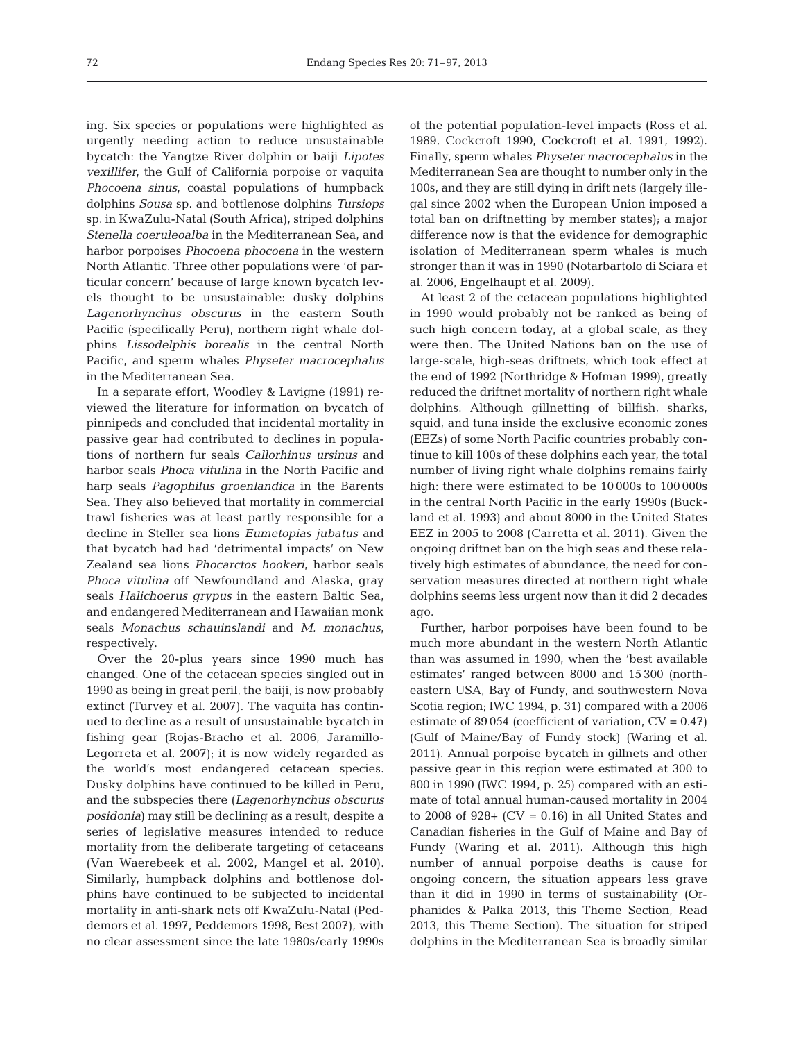ing. Six species or populations were highlighted as urgently needing action to reduce unsustainable bycatch: the Yangtze River dolphin or baiji *Lipotes vexillifer*, the Gulf of California porpoise or vaquita *Phocoena sinus*, coastal populations of humpback dolphins *Sousa* sp. and bottlenose dolphins *Tursiops* sp. in KwaZulu-Natal (South Africa), striped dolphins *Stenella coeruleoalba* in the Mediterranean Sea, and harbor porpoises *Phocoena phocoena* in the western North Atlantic. Three other populations were 'of particular concern' because of large known bycatch levels thought to be unsustainable: dusky dolphins *Lagenorhynchus obscurus* in the eastern South Pacific (specifically Peru), northern right whale dolphins *Lissodelphis borealis* in the central North Pacific, and sperm whales *Physeter macrocephalus* in the Mediterranean Sea.

In a separate effort, Woodley & Lavigne (1991) reviewed the literature for information on bycatch of pinnipeds and concluded that incidental mortality in passive gear had contributed to declines in populations of northern fur seals *Callorhinus ursinus* and harbor seals *Phoca vitulina* in the North Pacific and harp seals *Pagophilus groenlandica* in the Barents Sea. They also believed that mortality in commercial trawl fisheries was at least partly responsible for a decline in Steller sea lions *Eumetopias jubatus* and that bycatch had had 'detrimental impacts' on New Zealand sea lions *Phocarctos hookeri*, harbor seals *Phoca vitulina* off Newfoundland and Alaska, gray seals *Halichoerus grypus* in the eastern Baltic Sea, and endangered Mediterranean and Hawaiian monk seals *Monachus schauinslandi* and *M. monachus*, respectively.

Over the 20-plus years since 1990 much has changed. One of the cetacean species singled out in 1990 as being in great peril, the baiji, is now probably extinct (Turvey et al. 2007). The vaquita has continued to decline as a result of unsustainable bycatch in fishing gear (Rojas-Bracho et al. 2006, Jaramillo-Legorreta et al. 2007); it is now widely regarded as the world's most endangered cetacean species. Dusky dolphins have continued to be killed in Peru, and the subspecies there (*Lagenorhynchus obscurus posidonia*) may still be declining as a result, despite a series of legislative measures intended to reduce mortality from the deliberate targeting of cetaceans (Van Waerebeek et al. 2002, Mangel et al. 2010). Similarly, humpback dolphins and bottlenose dolphins have continued to be subjected to incidental mortality in anti-shark nets off KwaZulu-Natal (Peddemors et al. 1997, Peddemors 1998, Best 2007), with no clear assessment since the late 1980s/early 1990s of the potential population-level impacts (Ross et al. 1989, Cockcroft 1990, Cockcroft et al. 1991, 1992). Finally, sperm whales *Physeter macrocephalus* in the Mediterranean Sea are thought to number only in the 100s, and they are still dying in drift nets (largely illegal since 2002 when the European Union imposed a total ban on driftnetting by member states); a major difference now is that the evidence for demographic isolation of Mediterranean sperm whales is much stronger than it was in 1990 (Notarbartolo di Sciara et al. 2006, Engelhaupt et al. 2009).

At least 2 of the cetacean populations highlighted in 1990 would probably not be ranked as being of such high concern today, at a global scale, as they were then. The United Nations ban on the use of large-scale, high-seas driftnets, which took effect at the end of 1992 (Northridge & Hofman 1999), greatly reduced the driftnet mortality of northern right whale dolphins. Although gillnetting of billfish, sharks, squid, and tuna inside the exclusive economic zones (EEZs) of some North Pacific countries probably continue to kill 100s of these dolphins each year, the total number of living right whale dolphins remains fairly high: there were estimated to be 10 000s to 100 000s in the central North Pacific in the early 1990s (Buckland et al. 1993) and about 8000 in the United States EEZ in 2005 to 2008 (Carretta et al. 2011). Given the ongoing driftnet ban on the high seas and these relatively high estimates of abundance, the need for conservation measures directed at northern right whale dolphins seems less urgent now than it did 2 decades ago.

Further, harbor porpoises have been found to be much more abundant in the western North Atlantic than was assumed in 1990, when the 'best available estimates' ranged between 8000 and 15 300 (northeastern USA, Bay of Fundy, and southwestern Nova Scotia region; IWC 1994, p. 31) compared with a 2006 estimate of 89 054 (coefficient of variation, CV = 0.47) (Gulf of Maine/Bay of Fundy stock) (Waring et al. 2011). Annual porpoise bycatch in gillnets and other passive gear in this region were estimated at 300 to 800 in 1990 (IWC 1994, p. 25) compared with an estimate of total annual human-caused mortality in 2004 to 2008 of 928+ (CV = 0.16) in all United States and Canadian fisheries in the Gulf of Maine and Bay of Fundy (Waring et al. 2011). Although this high number of annual porpoise deaths is cause for ongoing concern, the situation appears less grave than it did in 1990 in terms of sustainability (Orphanides & Palka 2013, this Theme Section, Read 2013, this Theme Section). The situation for striped dolphins in the Mediterranean Sea is broadly similar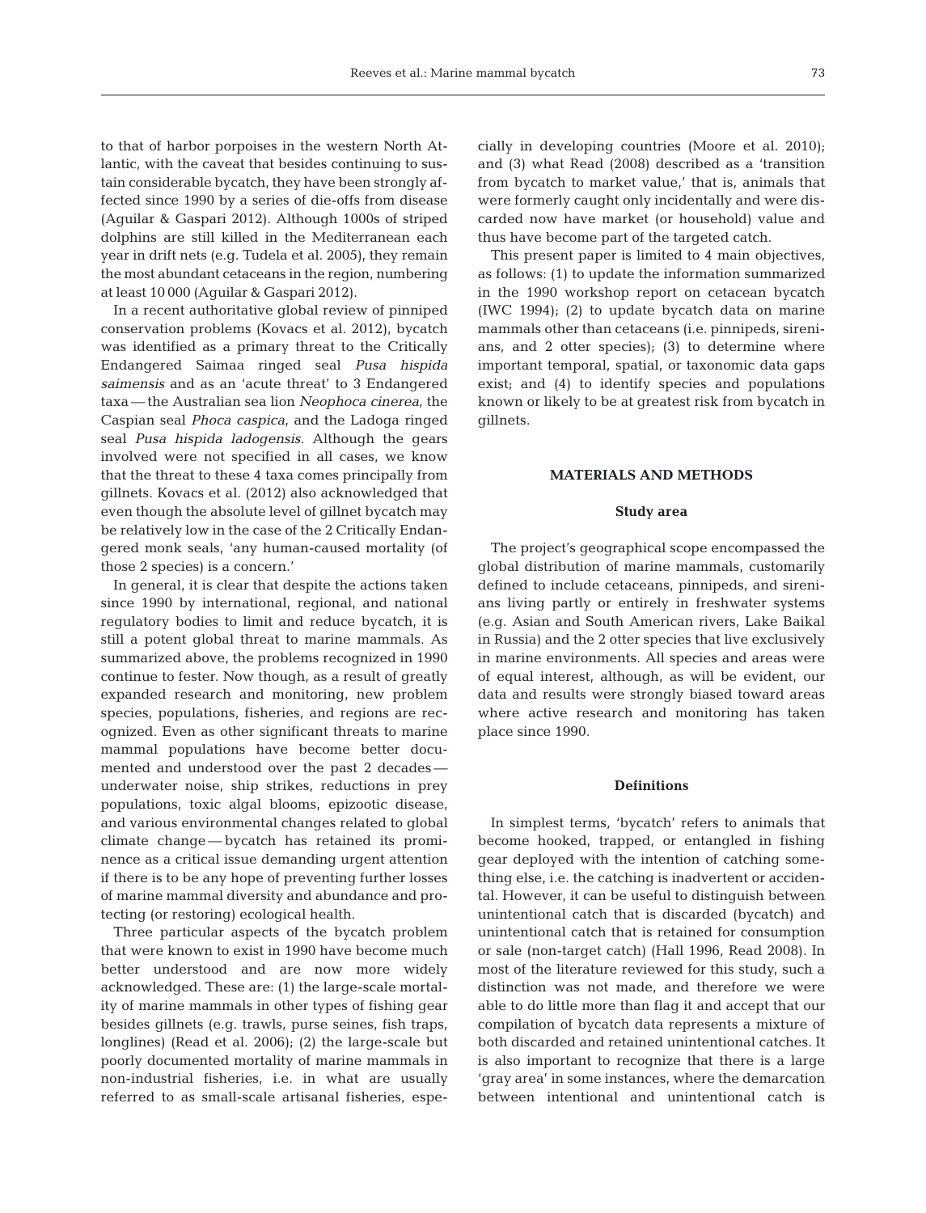to that of harbor porpoises in the western North Atlantic, with the caveat that besides continuing to sustain considerable bycatch, they have been strongly affected since 1990 by a series of die-offs from disease (Aguilar & Gaspari 2012). Although 1000s of striped dolphins are still killed in the Mediterranean each year in drift nets (e.g. Tudela et al. 2005), they remain the most abundant cetaceans in the region, numbering at least 10 000 (Aguilar & Gaspari 2012).

In a recent authoritative global review of pinniped conservation problems (Kovacs et al. 2012), bycatch was identified as a primary threat to the Critically Endangered Saimaa ringed seal *Pusa hispida saimensis* and as an 'acute threat' to 3 Endangered taxa — the Australian sea lion *Neophoca cinerea*, the Caspian seal *Phoca caspica*, and the Ladoga ringed seal *Pusa hispida ladogensis*. Although the gears involved were not specified in all cases, we know that the threat to these 4 taxa comes principally from gillnets. Kovacs et al. (2012) also acknowledged that even though the absolute level of gillnet bycatch may be relatively low in the case of the 2 Critically Endangered monk seals, 'any human-caused mortality (of those 2 species) is a concern.'

In general, it is clear that despite the actions taken since 1990 by international, regional, and national regulatory bodies to limit and reduce bycatch, it is still a potent global threat to marine mammals. As summarized above, the problems recognized in 1990 continue to fester. Now though, as a result of greatly expanded research and monitoring, new problem species, populations, fisheries, and regions are recognized. Even as other significant threats to marine mammal populations have become better documented and understood over the past 2 decades — underwater noise, ship strikes, reductions in prey populations, toxic algal blooms, epizootic disease, and various environmental changes related to global climate change — bycatch has retained its prominence as a critical issue demanding urgent attention if there is to be any hope of preventing further losses of marine mammal diversity and abundance and protecting (or restoring) ecological health.

Three particular aspects of the bycatch problem that were known to exist in 1990 have become much better understood and are now more widely acknowledged. These are: (1) the large-scale mortality of marine mammals in other types of fishing gear besides gillnets (e.g. trawls, purse seines, fish traps, longlines) (Read et al. 2006); (2) the large-scale but poorly documented mortality of marine mammals in non-industrial fisheries, i.e. in what are usually referred to as small-scale artisanal fisheries, especially in developing countries (Moore et al. 2010); and (3) what Read (2008) described as a 'transition from bycatch to market value,' that is, animals that were formerly caught only incidentally and were discarded now have market (or household) value and thus have become part of the targeted catch.

This present paper is limited to 4 main objectives, as follows: (1) to update the information summarized in the 1990 workshop report on cetacean bycatch (IWC 1994); (2) to update bycatch data on marine mammals other than cetaceans (i.e. pinnipeds, sirenians, and 2 otter species); (3) to determine where important temporal, spatial, or taxonomic data gaps exist; and (4) to identify species and populations known or likely to be at greatest risk from bycatch in gillnets.

## MATERIALS AND METHODS

### Study area

The project's geographical scope encompassed the global distribution of marine mammals, customarily defined to include cetaceans, pinnipeds, and sirenians living partly or entirely in freshwater systems (e.g. Asian and South American rivers, Lake Baikal in Russia) and the 2 otter species that live exclusively in marine environments. All species and areas were of equal interest, although, as will be evident, our data and results were strongly biased toward areas where active research and monitoring has taken place since 1990.

### Definitions

In simplest terms, 'bycatch' refers to animals that become hooked, trapped, or entangled in fishing gear deployed with the intention of catching something else, i.e. the catching is inadvertent or accidental. However, it can be useful to distinguish between unintentional catch that is discarded (bycatch) and unintentional catch that is retained for consumption or sale (non-target catch) (Hall 1996, Read 2008). In most of the literature reviewed for this study, such a distinction was not made, and therefore we were able to do little more than flag it and accept that our compilation of bycatch data represents a mixture of both discarded and retained unintentional catches. It is also important to recognize that there is a large 'gray area' in some instances, where the demarcation between intentional and unintentional catch is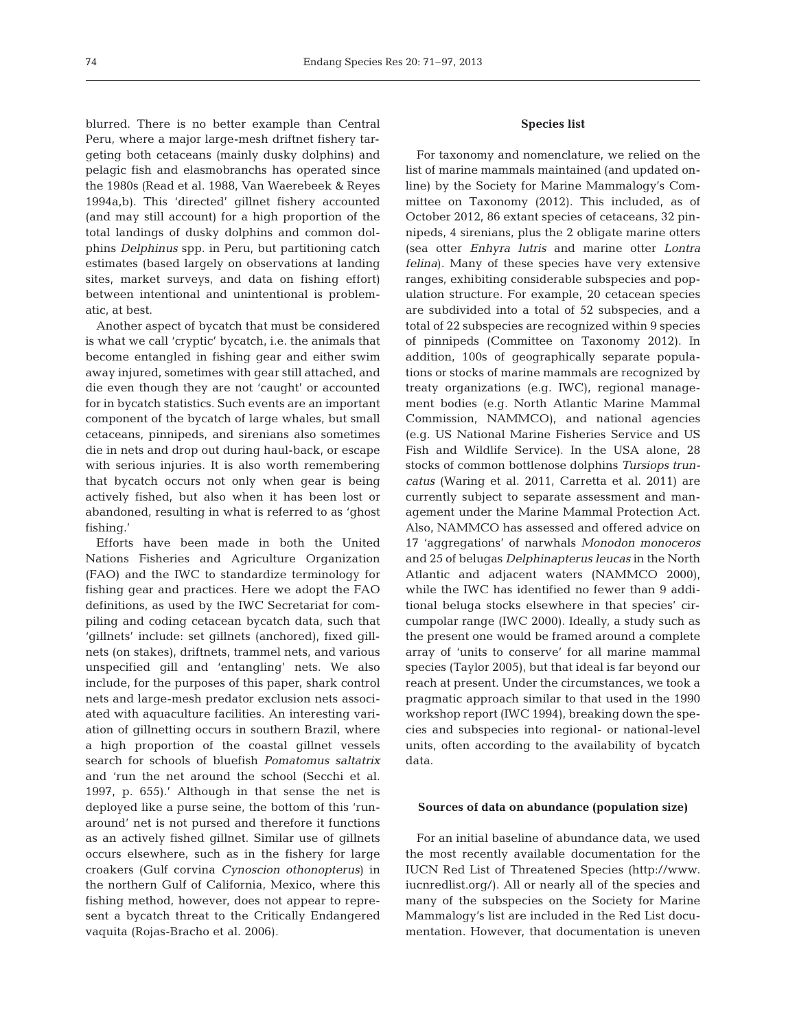blurred. There is no better example than Central Peru, where a major large-mesh driftnet fishery targeting both cetaceans (mainly dusky dolphins) and pelagic fish and elasmobranchs has operated since the 1980s (Read et al. 1988, Van Waerebeek & Reyes 1994a,b). This 'directed' gillnet fishery accounted (and may still account) for a high proportion of the total landings of dusky dolphins and common dolphins *Delphinus* spp. in Peru, but partitioning catch estimates (based largely on observations at landing sites, market surveys, and data on fishing effort) between intentional and unintentional is problematic, at best.

Another aspect of bycatch that must be considered is what we call 'cryptic' bycatch, i.e. the animals that become entangled in fishing gear and either swim away injured, sometimes with gear still attached, and die even though they are not 'caught' or accounted for in bycatch statistics. Such events are an important component of the bycatch of large whales, but small cetaceans, pinnipeds, and sirenians also sometimes die in nets and drop out during haul-back, or escape with serious injuries. It is also worth remembering that bycatch occurs not only when gear is being actively fished, but also when it has been lost or abandoned, resulting in what is referred to as 'ghost fishing.'

Efforts have been made in both the United Nations Fisheries and Agriculture Organization (FAO) and the IWC to standardize terminology for fishing gear and practices. Here we adopt the FAO definitions, as used by the IWC Secretariat for compiling and coding cetacean bycatch data, such that 'gillnets' include: set gillnets (anchored), fixed gillnets (on stakes), driftnets, trammel nets, and various unspecified gill and 'entangling' nets. We also include, for the purposes of this paper, shark control nets and large-mesh predator exclusion nets associated with aquaculture facilities. An interesting variation of gillnetting occurs in southern Brazil, where a high proportion of the coastal gillnet vessels search for schools of bluefish *Pomatomus saltatrix* and 'run the net around the school (Secchi et al. 1997, p. 655).' Although in that sense the net is deployed like a purse seine, the bottom of this 'run-around' net is not pursed and therefore it functions as an actively fished gillnet. Similar use of gillnets occurs elsewhere, such as in the fishery for large croakers (Gulf corvina *Cynoscion othonopterus*) in the northern Gulf of California, Mexico, where this fishing method, however, does not appear to represent a bycatch threat to the Critically Endangered vaquita (Rojas-Bracho et al. 2006).

### Species list

For taxonomy and nomenclature, we relied on the list of marine mammals maintained (and updated online) by the Society for Marine Mammalogy's Committee on Taxonomy (2012). This included, as of October 2012, 86 extant species of cetaceans, 32 pinnipeds, 4 sirenians, plus the 2 obligate marine otters (sea otter *Enhyra lutris* and marine otter *Lontra felina*). Many of these species have very extensive ranges, exhibiting considerable subspecies and population structure. For example, 20 cetacean species are subdivided into a total of 52 subspecies, and a total of 22 subspecies are recognized within 9 species of pinnipeds (Committee on Taxonomy 2012). In addition, 100s of geographically separate populations or stocks of marine mammals are recognized by treaty organizations (e.g. IWC), regional management bodies (e.g. North Atlantic Marine Mammal Commission, NAMMCO), and national agencies (e.g. US National Marine Fisheries Service and US Fish and Wildlife Service). In the USA alone, 28 stocks of common bottlenose dolphins *Tursiops truncatus* (Waring et al. 2011, Carretta et al. 2011) are currently subject to separate assessment and management under the Marine Mammal Protection Act. Also, NAMMCO has assessed and offered advice on 17 'aggregations' of narwhals *Monodon monoceros* and 25 of belugas *Delphinapterus leucas* in the North Atlantic and adjacent waters (NAMMCO 2000), while the IWC has identified no fewer than 9 additional beluga stocks elsewhere in that species' circumpolar range (IWC 2000). Ideally, a study such as the present one would be framed around a complete array of 'units to conserve' for all marine mammal species (Taylor 2005), but that ideal is far beyond our reach at present. Under the circumstances, we took a pragmatic approach similar to that used in the 1990 workshop report (IWC 1994), breaking down the species and subspecies into regional- or national-level units, often according to the availability of bycatch data.

### Sources of data on abundance (population size)

For an initial baseline of abundance data, we used the most recently available documentation for the IUCN Red List of Threatened Species (http://www.iucnredlist.org/). All or nearly all of the species and many of the subspecies on the Society for Marine Mammalogy's list are included in the Red List documentation. However, that documentation is uneven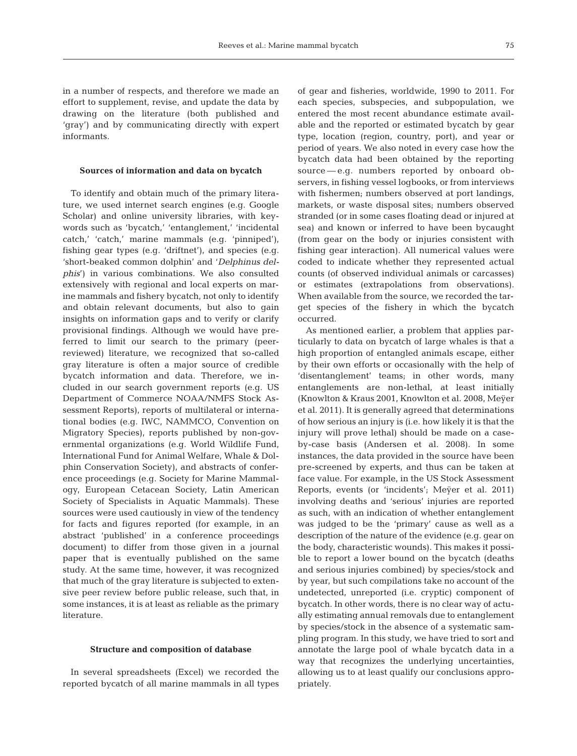in a number of respects, and therefore we made an effort to supplement, revise, and update the data by drawing on the literature (both published and 'gray') and by communicating directly with expert informants.

### Sources of information and data on bycatch

To identify and obtain much of the primary literature, we used internet search engines (e.g. Google Scholar) and online university libraries, with keywords such as 'bycatch,' 'entanglement,' 'incidental catch,' 'catch,' marine mammals (e.g. 'pinniped'), fishing gear types (e.g. 'driftnet'), and species (e.g. 'short-beaked common dolphin' and '*Delphinus delphis*') in various combinations. We also consulted extensively with regional and local experts on marine mammals and fishery bycatch, not only to identify and obtain relevant documents, but also to gain insights on information gaps and to verify or clarify provisional findings. Although we would have preferred to limit our search to the primary (peer-reviewed) literature, we recognized that so-called gray literature is often a major source of credible bycatch information and data. Therefore, we included in our search government reports (e.g. US Department of Commerce NOAA/NMFS Stock Assessment Reports), reports of multilateral or international bodies (e.g. IWC, NAMMCO, Convention on Migratory Species), reports published by non-governmental organizations (e.g. World Wildlife Fund, International Fund for Animal Welfare, Whale & Dolphin Conservation Society), and abstracts of conference proceedings (e.g. Society for Marine Mammalogy, European Cetacean Society, Latin American Society of Specialists in Aquatic Mammals). These sources were used cautiously in view of the tendency for facts and figures reported (for example, in an abstract 'published' in a conference proceedings document) to differ from those given in a journal paper that is eventually published on the same study. At the same time, however, it was recognized that much of the gray literature is subjected to extensive peer review before public release, such that, in some instances, it is at least as reliable as the primary literature.

### Structure and composition of database

In several spreadsheets (Excel) we recorded the reported bycatch of all marine mammals in all types of gear and fisheries, worldwide, 1990 to 2011. For each species, subspecies, and subpopulation, we entered the most recent abundance estimate available and the reported or estimated bycatch by gear type, location (region, country, port), and year or period of years. We also noted in every case how the bycatch data had been obtained by the reporting source — e.g. numbers reported by onboard observers, in fishing vessel logbooks, or from interviews with fishermen; numbers observed at port landings, markets, or waste disposal sites; numbers observed stranded (or in some cases floating dead or injured at sea) and known or inferred to have been bycaught (from gear on the body or injuries consistent with fishing gear interaction). All numerical values were coded to indicate whether they represented actual counts (of observed individual animals or carcasses) or estimates (extrapolations from observations). When available from the source, we recorded the target species of the fishery in which the bycatch occurred.

As mentioned earlier, a problem that applies particularly to data on bycatch of large whales is that a high proportion of entangled animals escape, either by their own efforts or occasionally with the help of 'disentanglement' teams; in other words, many entanglements are non-lethal, at least initially (Knowlton & Kraus 2001, Knowlton et al. 2008, Meÿer et al. 2011). It is generally agreed that determinations of how serious an injury is (i.e. how likely it is that the injury will prove lethal) should be made on a case-by-case basis (Andersen et al. 2008). In some instances, the data provided in the source have been pre-screened by experts, and thus can be taken at face value. For example, in the US Stock Assessment Reports, events (or 'incidents'; Meÿer et al. 2011) involving deaths and 'serious' injuries are reported as such, with an indication of whether entanglement was judged to be the 'primary' cause as well as a description of the nature of the evidence (e.g. gear on the body, characteristic wounds). This makes it possible to report a lower bound on the bycatch (deaths and serious injuries combined) by species/stock and by year, but such compilations take no account of the undetected, unreported (i.e. cryptic) component of bycatch. In other words, there is no clear way of actually estimating annual removals due to entanglement by species/stock in the absence of a systematic sampling program. In this study, we have tried to sort and annotate the large pool of whale bycatch data in a way that recognizes the underlying uncertainties, allowing us to at least qualify our conclusions appropriately.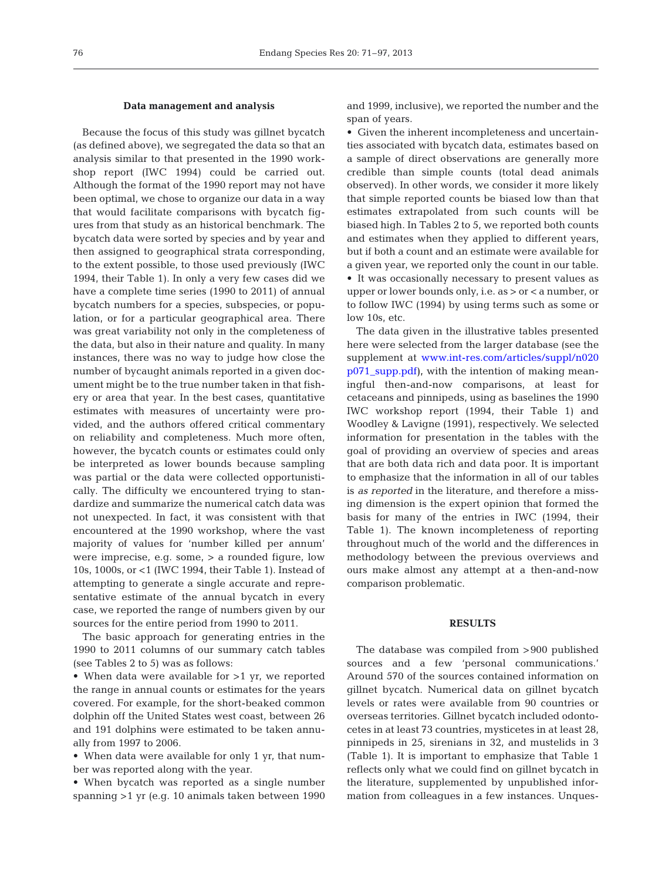### Data management and analysis

Because the focus of this study was gillnet bycatch (as defined above), we segregated the data so that an analysis similar to that presented in the 1990 workshop report (IWC 1994) could be carried out. Although the format of the 1990 report may not have been optimal, we chose to organize our data in a way that would facilitate comparisons with bycatch figures from that study as an historical benchmark. The bycatch data were sorted by species and by year and then assigned to geographical strata corresponding, to the extent possible, to those used previously (IWC 1994, their Table 1). In only a very few cases did we have a complete time series (1990 to 2011) of annual bycatch numbers for a species, subspecies, or population, or for a particular geographical area. There was great variability not only in the completeness of the data, but also in their nature and quality. In many instances, there was no way to judge how close the number of bycaught animals reported in a given document might be to the true number taken in that fishery or area that year. In the best cases, quantitative estimates with measures of uncertainty were provided, and the authors offered critical commentary on reliability and completeness. Much more often, however, the bycatch counts or estimates could only be interpreted as lower bounds because sampling was partial or the data were collected opportunistically. The difficulty we encountered trying to standardize and summarize the numerical catch data was not unexpected. In fact, it was consistent with that encountered at the 1990 workshop, where the vast majority of values for 'number killed per annum' were imprecise, e.g. some, > a rounded figure, low 10s, 1000s, or <1 (IWC 1994, their Table 1). Instead of attempting to generate a single accurate and representative estimate of the annual bycatch in every case, we reported the range of numbers given by our sources for the entire period from 1990 to 2011.

The basic approach for generating entries in the 1990 to 2011 columns of our summary catch tables (see Tables 2 to 5) was as follows:

- When data were available for >1 yr, we reported the range in annual counts or estimates for the years covered. For example, for the short-beaked common dolphin off the United States west coast, between 26 and 191 dolphins were estimated to be taken annually from 1997 to 2006.
- When data were available for only 1 yr, that number was reported along with the year.
- When bycatch was reported as a single number spanning >1 yr (e.g. 10 animals taken between 1990 and 1999, inclusive), we reported the number and the span of years.
- Given the inherent incompleteness and uncertainties associated with bycatch data, estimates based on a sample of direct observations are generally more credible than simple counts (total dead animals observed). In other words, we consider it more likely that simple reported counts be biased low than that estimates extrapolated from such counts will be biased high. In Tables 2 to 5, we reported both counts and estimates when they applied to different years, but if both a count and an estimate were available for a given year, we reported only the count in our table.
- It was occasionally necessary to present values as upper or lower bounds only, i.e. as > or < a number, or to follow IWC (1994) by using terms such as some or low 10s, etc.

The data given in the illustrative tables presented here were selected from the larger database (see the supplement at www.int-res.com/articles/suppl/n020p071_supp.pdf), with the intention of making meaningful then-and-now comparisons, at least for cetaceans and pinnipeds, using as baselines the 1990 IWC workshop report (1994, their Table 1) and Woodley & Lavigne (1991), respectively. We selected information for presentation in the tables with the goal of providing an overview of species and areas that are both data rich and data poor. It is important to emphasize that the information in all of our tables is *as reported* in the literature, and therefore a missing dimension is the expert opinion that formed the basis for many of the entries in IWC (1994, their Table 1). The known incompleteness of reporting throughout much of the world and the differences in methodology between the previous overviews and ours make almost any attempt at a then-and-now comparison problematic.

## RESULTS

The database was compiled from >900 published sources and a few 'personal communications.' Around 570 of the sources contained information on gillnet bycatch. Numerical data on gillnet bycatch levels or rates were available from 90 countries or overseas territories. Gillnet bycatch included odontocetes in at least 73 countries, mysticetes in at least 28, pinnipeds in 25, sirenians in 32, and mustelids in 3 (Table 1). It is important to emphasize that Table 1 reflects only what we could find on gillnet bycatch in the literature, supplemented by unpublished information from colleagues in a few instances. Unques-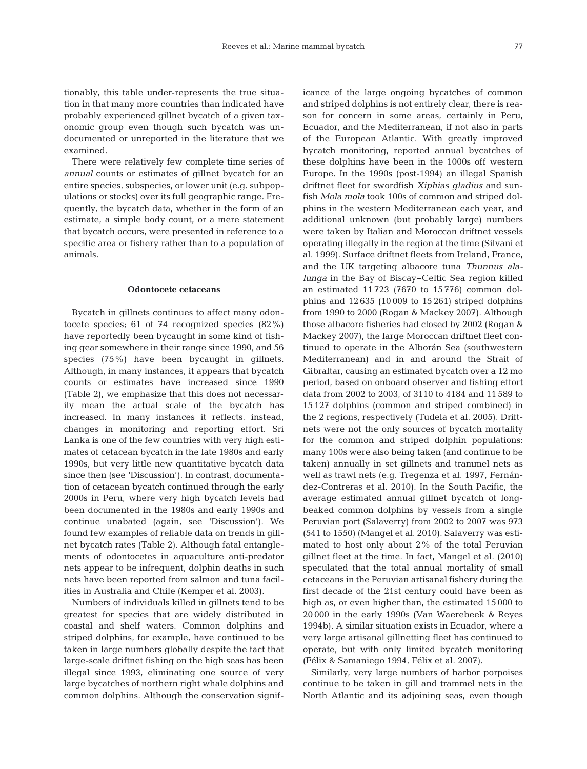tionably, this table under-represents the true situation in that many more countries than indicated have probably experienced gillnet bycatch of a given taxonomic group even though such bycatch was undocumented or unreported in the literature that we examined.

There were relatively few complete time series of *annual* counts or estimates of gillnet bycatch for an entire species, subspecies, or lower unit (e.g. subpopulations or stocks) over its full geographic range. Frequently, the bycatch data, whether in the form of an estimate, a simple body count, or a mere statement that bycatch occurs, were presented in reference to a specific area or fishery rather than to a population of animals.

### Odontocete cetaceans

Bycatch in gillnets continues to affect many odontocete species; 61 of 74 recognized species (82%) have reportedly been bycaught in some kind of fishing gear somewhere in their range since 1990, and 56 species (75%) have been bycaught in gillnets. Although, in many instances, it appears that bycatch counts or estimates have increased since 1990 (Table 2), we emphasize that this does not necessarily mean the actual scale of the bycatch has increased. In many instances it reflects, instead, changes in monitoring and reporting effort. Sri Lanka is one of the few countries with very high estimates of cetacean bycatch in the late 1980s and early 1990s, but very little new quantitative bycatch data since then (see 'Discussion'). In contrast, documentation of cetacean bycatch continued through the early 2000s in Peru, where very high bycatch levels had been documented in the 1980s and early 1990s and continue unabated (again, see 'Discussion'). We found few examples of reliable data on trends in gillnet bycatch rates (Table 2). Although fatal entanglements of odontocetes in aquaculture anti-predator nets appear to be infrequent, dolphin deaths in such nets have been reported from salmon and tuna facilities in Australia and Chile (Kemper et al. 2003).

Numbers of individuals killed in gillnets tend to be greatest for species that are widely distributed in coastal and shelf waters. Common dolphins and striped dolphins, for example, have continued to be taken in large numbers globally despite the fact that large-scale driftnet fishing on the high seas has been illegal since 1993, eliminating one source of very large bycatches of northern right whale dolphins and common dolphins. Although the conservation significance of the large ongoing bycatches of common and striped dolphins is not entirely clear, there is reason for concern in some areas, certainly in Peru, Ecuador, and the Mediterranean, if not also in parts of the European Atlantic. With greatly improved bycatch monitoring, reported annual bycatches of these dolphins have been in the 1000s off western Europe. In the 1990s (post-1994) an illegal Spanish driftnet fleet for swordfish *Xiphias gladius* and sunfish *Mola mola* took 100s of common and striped dolphins in the western Mediterranean each year, and additional unknown (but probably large) numbers were taken by Italian and Moroccan driftnet vessels operating illegally in the region at the time (Silvani et al. 1999). Surface driftnet fleets from Ireland, France, and the UK targeting albacore tuna *Thunnus alalunga* in the Bay of Biscay–Celtic Sea region killed an estimated 11 723 (7670 to 15 776) common dolphins and 12 635 (10 009 to 15 261) striped dolphins from 1990 to 2000 (Rogan & Mackey 2007). Although those albacore fisheries had closed by 2002 (Rogan & Mackey 2007), the large Moroccan driftnet fleet continued to operate in the Alborán Sea (southwestern Mediterranean) and in and around the Strait of Gibraltar, causing an estimated bycatch over a 12 mo period, based on onboard observer and fishing effort data from 2002 to 2003, of 3110 to 4184 and 11 589 to 15 127 dolphins (common and striped combined) in the 2 regions, respectively (Tudela et al. 2005). Driftnets were not the only sources of bycatch mortality for the common and striped dolphin populations: many 100s were also being taken (and continue to be taken) annually in set gillnets and trammel nets as well as trawl nets (e.g. Tregenza et al. 1997, Fernández-Contreras et al. 2010). In the South Pacific, the average estimated annual gillnet bycatch of long-beaked common dolphins by vessels from a single Peruvian port (Salaverry) from 2002 to 2007 was 973 (541 to 1550) (Mangel et al. 2010). Salaverry was estimated to host only about 2% of the total Peruvian gillnet fleet at the time. In fact, Mangel et al. (2010) speculated that the total annual mortality of small cetaceans in the Peruvian artisanal fishery during the first decade of the 21st century could have been as high as, or even higher than, the estimated 15 000 to 20 000 in the early 1990s (Van Waerebeek & Reyes 1994b). A similar situation exists in Ecuador, where a very large artisanal gillnetting fleet has continued to operate, but with only limited bycatch monitoring (Félix & Samaniego 1994, Félix et al. 2007).

Similarly, very large numbers of harbor porpoises continue to be taken in gill and trammel nets in the North Atlantic and its adjoining seas, even though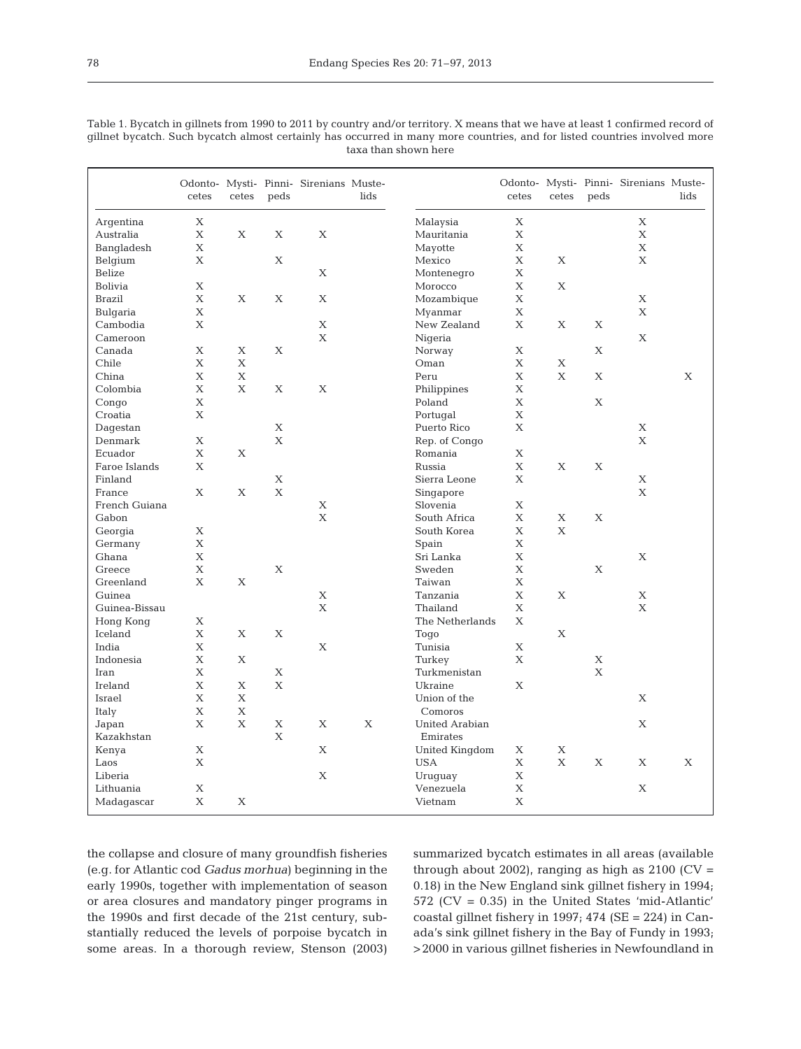Table 1. Bycatch in gillnets from 1990 to 2011 by country and/or territory. X means that we have at least 1 confirmed record of gillnet bycatch. Such bycatch almost certainly has occurred in many more countries, and for listed countries involved more taxa than shown here

| | Odontocetes | Mysticetes | Pinnipeds | Sirenians | Mustelids |
|---|---|---|---|---|---|
| Argentina | X | | | | |
| Australia | X | X | X | X | |
| Bangladesh | X | | | | |
| Belgium | X | | X | | |
| Belize | | | | X | |
| Bolivia | X | | | | |
| Brazil | X | X | X | X | |
| Bulgaria | X | | | | |
| Cambodia | X | | | X | |
| Cameroon | | | | X | |
| Canada | X | X | X | | |
| Chile | X | X | | | |
| China | X | X | | | |
| Colombia | X | X | X | X | |
| Congo | X | | | | |
| Croatia | X | | | | |
| Dagestan | | | X | | |
| Denmark | X | | X | | |
| Ecuador | X | X | | | |
| Faroe Islands | X | | | | |
| Finland | | | X | | |
| France | X | X | X | | |
| French Guiana | | | | X | |
| Gabon | | | | X | |
| Georgia | X | | | | |
| Germany | X | | | | |
| Ghana | X | | | | |
| Greece | X | | X | | |
| Greenland | X | X | | | |
| Guinea | | | | X | |
| Guinea-Bissau | | | | X | |
| Hong Kong | X | | | | |
| Iceland | X | X | X | | |
| India | X | | | X | |
| Indonesia | X | X | | | |
| Iran | X | | X | | |
| Ireland | X | X | X | | |
| Israel | X | X | | | |
| Italy | X | X | | | |
| Japan | X | X | X | X | X |
| Kazakhstan | | | X | | |
| Kenya | X | | | X | |
| Laos | X | | | | |
| Liberia | | | | X | |
| Lithuania | X | | | | |
| Madagascar | X | X | | | |
| Malaysia | X | | | X | |
| Mauritania | X | | | X | |
| Mayotte | X | | | X | |
| Mexico | X | X | | X | |
| Montenegro | X | | | | |
| Morocco | X | X | | | |
| Mozambique | X | | | X | |
| Myanmar | X | | | X | |
| New Zealand | X | X | X | | |
| Nigeria | | | | X | |
| Norway | X | | X | | |
| Oman | X | X | | | |
| Peru | X | X | X | | X |
| Philippines | X | | | | |
| Poland | X | | X | | |
| Portugal | X | | | | |
| Puerto Rico | X | | | X | |
| Rep. of Congo | | | | X | |
| Romania | X | | | | |
| Russia | X | X | X | | |
| Sierra Leone | X | | | X | |
| Singapore | | | | X | |
| Slovenia | X | | | | |
| South Africa | X | X | X | | |
| South Korea | X | X | | | |
| Spain | X | | | | |
| Sri Lanka | X | | | X | |
| Sweden | X | | X | | |
| Taiwan | X | | | | |
| Tanzania | X | X | | X | |
| Thailand | X | | | X | |
| The Netherlands | X | | | | |
| Togo | | X | | | |
| Tunisia | X | | | | |
| Turkey | X | | X | | |
| Turkmenistan | | | X | | |
| Ukraine | X | | | | |
| Union of the Comoros | | | | X | |
| United Arabian Emirates | | | | X | |
| United Kingdom | X | X | | | |
| USA | X | X | X | X | X |
| Uruguay | X | | | | |
| Venezuela | X | | | X | |
| Vietnam | X | | | | |

the collapse and closure of many groundfish fisheries (e.g. for Atlantic cod *Gadus morhua*) beginning in the early 1990s, together with implementation of season or area closures and mandatory pinger programs in the 1990s and first decade of the 21st century, substantially reduced the levels of porpoise bycatch in some areas. In a thorough review, Stenson (2003) summarized bycatch estimates in all areas (available through about 2002), ranging as high as 2100 (CV = 0.18) in the New England sink gillnet fishery in 1994; 572 (CV = 0.35) in the United States 'mid-Atlantic' coastal gillnet fishery in 1997; 474 (SE = 224) in Canada's sink gillnet fishery in the Bay of Fundy in 1993; >2000 in various gillnet fisheries in Newfoundland in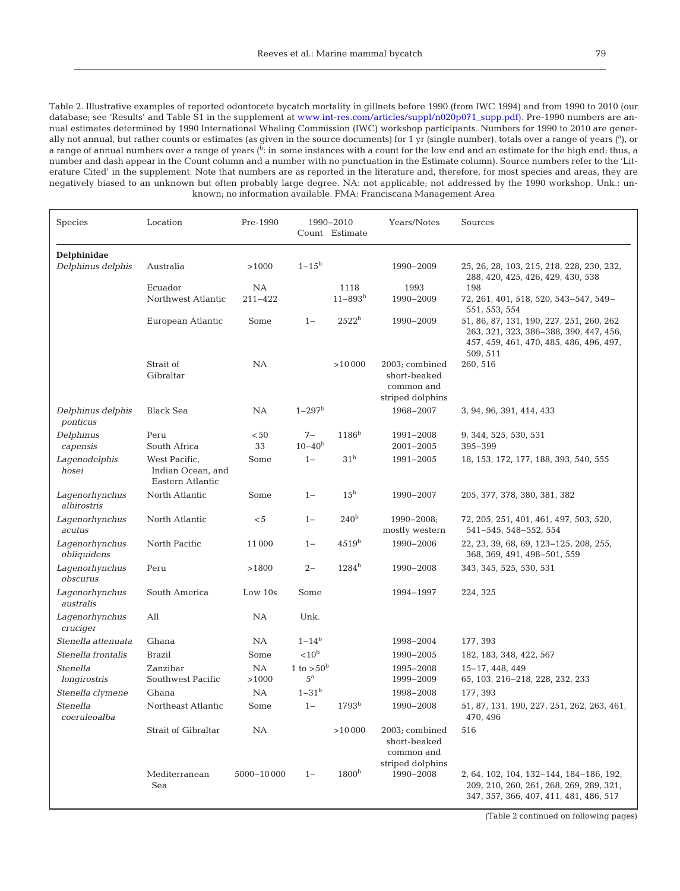Table 2. Illustrative examples of reported odontocete bycatch mortality in gillnets before 1990 (from IWC 1994) and from 1990 to 2010 (our database; see 'Results' and Table S1 in the supplement at www.int-res.com/articles/suppl/n020p071_supp.pdf). Pre-1990 numbers are annual estimates determined by 1990 International Whaling Commission (IWC) workshop participants. Numbers for 1990 to 2010 are generally not annual, but rather counts or estimates (as given in the source documents) for 1 yr (single number), totals over a range of years ([a]), or a range of annual numbers over a range of years ([b]: in some instances with a count for the low end and an estimate for the high end; thus, a number and dash appear in the Count column and a number with no punctuation in the Estimate column). Source numbers refer to the 'Literature Cited' in the supplement. Note that numbers are as reported in the literature and, therefore, for most species and areas, they are negatively biased to an unknown but often probably large degree. NA: not applicable; not addressed by the 1990 workshop. Unk.: unknown; no information available. FMA: Franciscana Management Area

| Species | Location | Pre-1990 | 1990–2010 | | Years/Notes | Sources |
|---|---|---|---|---|---|---|
| | | | Count | Estimate | | |
| **Delphinidae** | | | | | | |
| *Delphinus delphis* | Australia | >1000 | 1–15[b] | | 1990–2009 | 25, 26, 28, 103, 215, 218, 228, 230, 232, 288, 420, 425, 426, 429, 430, 538 |
| | Ecuador | NA | | 1118 | 1993 | 198 |
| | Northwest Atlantic | 211–422 | | 11–893[b] | 1990–2009 | 72, 261, 401, 518, 520, 543–547, 549–551, 553, 554 |
| | European Atlantic | Some | 1– | 2522[b] | 1990–2009 | 51, 86, 87, 131, 190, 227, 251, 260, 262 263, 321, 323, 386–388, 390, 447, 456, 457, 459, 461, 470, 485, 486, 496, 497, 509, 511 |
| | Strait of Gibraltar | NA | | >10 000 | 2003; combined short-beaked common and striped dolphins | 260, 516 |
| *Delphinus delphis ponticus* | Black Sea | NA | 1–297[b] | | 1968–2007 | 3, 94, 96, 391, 414, 433 |
| *Delphinus capensis* | Peru | <50 | 7– | 1186[b] | 1991–2008 | 9, 344, 525, 530, 531 |
| | South Africa | 33 | 10–40[b] | | 2001–2005 | 395–399 |
| *Lagenodelphis hosei* | West Pacific, Indian Ocean, and Eastern Atlantic | Some | 1– | 31[b] | 1991–2005 | 18, 153, 172, 177, 188, 393, 540, 555 |
| *Lagenorhynchus albirostris* | North Atlantic | Some | 1– | 15[b] | 1990–2007 | 205, 377, 378, 380, 381, 382 |
| *Lagenorhynchus acutus* | North Atlantic | <5 | 1– | 240[b] | 1990–2008; mostly western | 72, 205, 251, 401, 461, 497, 503, 520, 541–545, 548–552, 554 |
| *Lagenorhynchus obliquidens* | North Pacific | 11 000 | 1– | 4519[b] | 1990–2006 | 22, 23, 39, 68, 69, 123–125, 208, 255, 368, 369, 491, 498–501, 559 |
| *Lagenorhynchus obscurus* | Peru | >1800 | 2– | 1284[b] | 1990–2008 | 343, 345, 525, 530, 531 |
| *Lagenorhynchus australis* | South America | Low 10s | Some | | 1994–1997 | 224, 325 |
| *Lagenorhynchus cruciger* | All | NA | Unk. | | | |
| *Stenella attenuata* | Ghana | NA | 1–14[b] | | 1998–2004 | 177, 393 |
| *Stenella frontalis* | Brazil | Some | <10[b] | | 1990–2005 | 182, 183, 348, 422, 567 |
| *Stenella longirostris* | Zanzibar | NA | 1 to >50[b] | | 1995–2008 | 15–17, 448, 449 |
| | Southwest Pacific | >1000 | 5[a] | | 1999–2009 | 65, 103, 216–218, 228, 232, 233 |
| *Stenella clymene* | Ghana | NA | 1–31[b] | | 1998–2008 | 177, 393 |
| *Stenella coeruleoalba* | Northeast Atlantic | Some | 1– | 1793[b] | 1990–2008 | 51, 87, 131, 190, 227, 251, 262, 263, 461, 470, 496 |
| | Strait of Gibraltar | NA | | >10 000 | 2003; combined short-beaked common and striped dolphins | 516 |
| | Mediterranean Sea | 5000–10 000 | 1– | 1800[b] | 1990–2008 | 2, 64, 102, 104, 132–144, 184–186, 192, 209, 210, 260, 261, 268, 269, 289, 321, 347, 357, 366, 407, 411, 481, 486, 517 |

(Table 2 continued on following pages)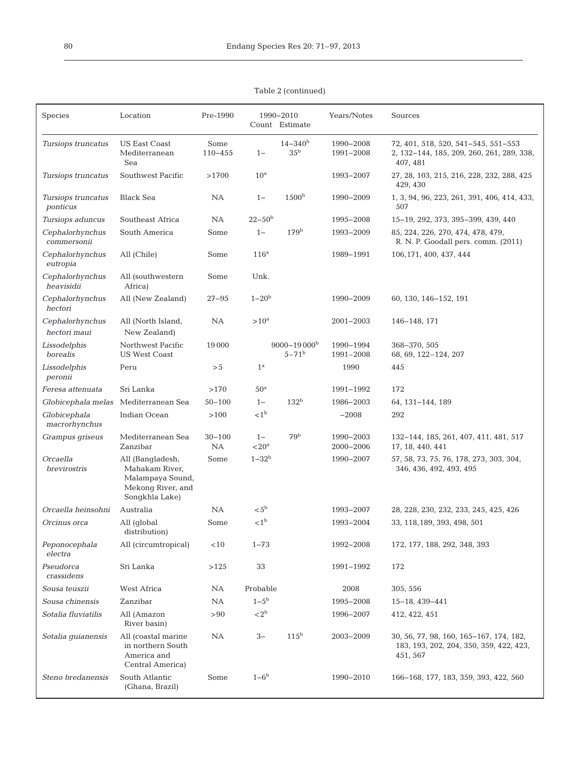Table 2 (continued)

| Species | Location | Pre-1990 | 1990–2010 Count | 1990–2010 Estimate | Years/Notes | Sources |
|---|---|---|---|---|---|---|
| *Tursiops truncatus* | US East Coast<br>Mediterranean Sea | Some<br>110–455 | <br>1– | 14–340[b]<br>35[b] | 1990–2008<br>1991–2008 | 72, 401, 518, 520, 541–545, 551–553<br>2, 132–144, 185, 209, 260, 261, 289, 338, 407, 481 |
| *Tursiops truncatus* | Southwest Pacific | >1700 | 10[a] | | 1993–2007 | 27, 28, 103, 215, 216, 228, 232, 288, 425 429, 430 |
| *Tursiops truncatus ponticus* | Black Sea | NA | 1– | 1500[b] | 1990–2009 | 1, 3, 94, 96, 223, 261, 391, 406, 414, 433, 507 |
| *Tursiops aduncus* | Southeast Africa | NA | 22–50[b] | | 1995–2008 | 15–19, 292, 373, 395–399, 439, 440 |
| *Cephalorhynchus commersonii* | South America | Some | 1– | 179[b] | 1993–2009 | 85, 224, 226, 270, 474, 478, 479, R. N. P. Goodall pers. comm. (2011) |
| *Cephalorhynchus eutropia* | All (Chile) | Some | 116[a] | | 1989–1991 | 106,171, 400, 437, 444 |
| *Cephalorhynchus heavisidii* | All (southwestern Africa) | Some | Unk. | | | |
| *Cephalorhynchus hectori* | All (New Zealand) | 27–95 | 1–20[b] | | 1990–2009 | 60, 130, 146–152, 191 |
| *Cephalorhynchus hectori maui* | All (North Island, New Zealand) | NA | >10[a] | | 2001–2003 | 146–148, 171 |
| *Lissodelphis borealis* | Northwest Pacific<br>US West Coast | 19 000 | | 9000–19 000[b]<br>5–71[b] | 1990–1994<br>1991–2008 | 368–370, 505<br>68, 69, 122–124, 207 |
| *Lissodelphis peronii* | Peru | >5 | 1[a] | | 1990 | 445 |
| *Feresa attenuata* | Sri Lanka | >170 | 50[a] | | 1991–1992 | 172 |
| *Globicephala melas* | Mediterranean Sea | 50–100 | 1– | 132[b] | 1986–2003 | 64, 131–144, 189 |
| *Globicephala macrorhynchus* | Indian Ocean | >100 | <1[b] | | –2008 | 292 |
| *Grampus griseus* | Mediterranean Sea<br>Zanzibar | 30–100<br>NA | 1–<br><20[a] | 79[b] | 1990–2003<br>2000–2006 | 132–144, 185, 261, 407, 411, 481, 517<br>17, 18, 440, 441 |
| *Orcaella brevirostris* | All (Bangladesh, Mahakam River, Malampaya Sound, Mekong River, and Songkhla Lake) | Some | 1–32[b] | | 1990–2007 | 57, 58, 73, 75, 76, 178, 273, 303, 304, 346, 436, 492, 493, 495 |
| *Orcaella heinsohni* | Australia | NA | <5[b] | | 1993–2007 | 28, 228, 230, 232, 233, 245, 425, 426 |
| *Orcinus orca* | All (global distribution) | Some | <1[b] | | 1993–2004 | 33, 118,189, 393, 498, 501 |
| *Peponocephala electra* | All (circumtropical) | <10 | 1–73 | | 1992–2008 | 172, 177, 188, 292, 348, 393 |
| *Pseudorca crassidens* | Sri Lanka | >125 | 33 | | 1991–1992 | 172 |
| *Sousa teuszii* | West Africa | NA | Probable | | 2008 | 305, 556 |
| *Sousa chinensis* | Zanzibar | NA | 1–5[b] | | 1995–2008 | 15–18, 439–441 |
| *Sotalia fluviatilis* | All (Amazon River basin) | >90 | <2[b] | | 1996–2007 | 412, 422, 451 |
| *Sotalia guianensis* | All (coastal marine in northern South America and Central America) | NA | 3– | 115[b] | 2003–2009 | 30, 56, 77, 98, 160, 165–167, 174, 182, 183, 193, 202, 204, 350, 359, 422, 423, 451, 567 |
| *Steno bredanensis* | South Atlantic (Ghana, Brazil) | Some | 1–6[b] | | 1990–2010 | 166–168, 177, 183, 359, 393, 422, 560 |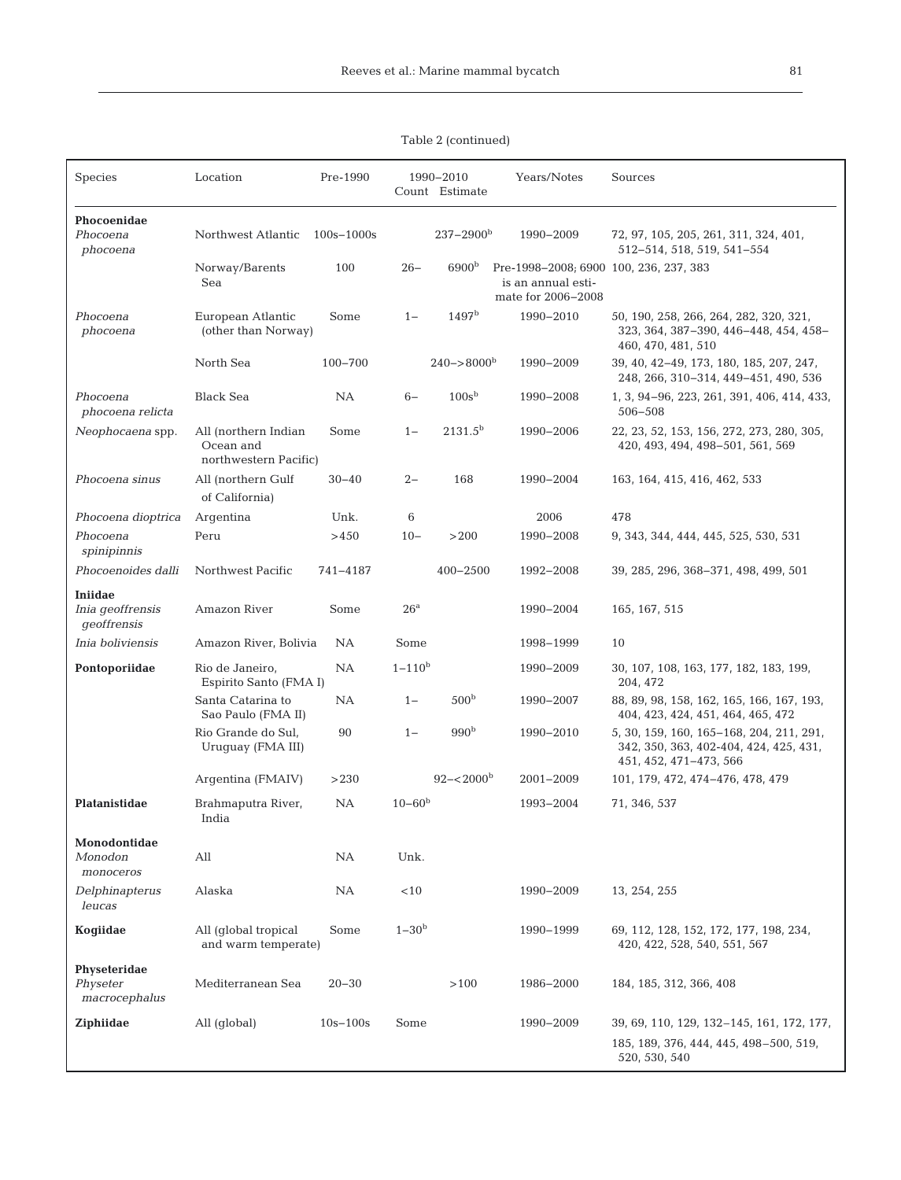Table 2 (continued)

| Species | Location | Pre-1990 | 1990–2010 Count | Estimate | Years/Notes | Sources |
|---|---|---|---|---|---|---|
| **Phocoenidae** | | | | | | |
| *Phocoena phocoena* | Northwest Atlantic | 100s–1000s | | 237–2900[b] | 1990–2009 | 72, 97, 105, 205, 261, 311, 324, 401, 512–514, 518, 519, 541–554 |
| | Norway/Barents Sea | 100 | 26– | 6900[b] | Pre-1998–2008; 6900 is an annual estimate for 2006–2008 | 100, 236, 237, 383 |
| *Phocoena phocoena* | European Atlantic (other than Norway) | Some | 1– | 1497[b] | 1990–2010 | 50, 190, 258, 266, 264, 282, 320, 321, 323, 364, 387–390, 446–448, 454, 458–460, 470, 481, 510 |
| | North Sea | 100–700 | | 240–>8000[b] | 1990–2009 | 39, 40, 42–49, 173, 180, 185, 207, 247, 248, 266, 310–314, 449–451, 490, 536 |
| *Phocoena phocoena relicta* | Black Sea | NA | 6– | 100s[b] | 1990–2008 | 1, 3, 94–96, 223, 261, 391, 406, 414, 433, 506–508 |
| *Neophocaena* spp. | All (northern Indian Ocean and northwestern Pacific) | Some | 1– | 2131.5[b] | 1990–2006 | 22, 23, 52, 153, 156, 272, 273, 280, 305, 420, 493, 494, 498–501, 561, 569 |
| *Phocoena sinus* | All (northern Gulf of California) | 30–40 | 2– | 168 | 1990–2004 | 163, 164, 415, 416, 462, 533 |
| *Phocoena dioptrica* | Argentina | Unk. | 6 | | 2006 | 478 |
| *Phocoena spinipinnis* | Peru | >450 | 10– | >200 | 1990–2008 | 9, 343, 344, 444, 445, 525, 530, 531 |
| *Phocoenoides dalli* | Northwest Pacific | 741–4187 | | 400–2500 | 1992–2008 | 39, 285, 296, 368–371, 498, 499, 501 |
| **Iniidae** | | | | | | |
| *Inia geoffrensis geoffrensis* | Amazon River | Some | 26[a] | | 1990–2004 | 165, 167, 515 |
| *Inia boliviensis* | Amazon River, Bolivia | NA | Some | | 1998–1999 | 10 |
| **Pontoporiidae** | Rio de Janeiro, Espirito Santo (FMA I) | NA | 1–110[b] | | 1990–2009 | 30, 107, 108, 163, 177, 182, 183, 199, 204, 472 |
| | Santa Catarina to Sao Paulo (FMA II) | NA | 1– | 500[b] | 1990–2007 | 88, 89, 98, 158, 162, 165, 166, 167, 193, 404, 423, 424, 451, 464, 465, 472 |
| | Rio Grande do Sul, Uruguay (FMA III) | 90 | 1– | 990[b] | 1990–2010 | 5, 30, 159, 160, 165–168, 204, 211, 291, 342, 350, 363, 402–404, 424, 425, 431, 451, 452, 471–473, 566 |
| | Argentina (FMAIV) | >230 | | 92–<2000[b] | 2001–2009 | 101, 179, 472, 474–476, 478, 479 |
| **Platanistidae** | Brahmaputra River, India | NA | 10–60[b] | | 1993–2004 | 71, 346, 537 |
| **Monodontidae** | | | | | | |
| *Monodon monoceros* | All | NA | Unk. | | | |
| *Delphinapterus leucas* | Alaska | NA | <10 | | 1990–2009 | 13, 254, 255 |
| **Kogiidae** | All (global tropical and warm temperate) | Some | 1–30[b] | | 1990–1999 | 69, 112, 128, 152, 172, 177, 198, 234, 420, 422, 528, 540, 551, 567 |
| **Physeteridae** | | | | | | |
| *Physeter macrocephalus* | Mediterranean Sea | 20–30 | | >100 | 1986–2000 | 184, 185, 312, 366, 408 |
| **Ziphiidae** | All (global) | 10s–100s | Some | | 1990–2009 | 39, 69, 110, 129, 132–145, 161, 172, 177, 185, 189, 376, 444, 445, 498–500, 519, 520, 530, 540 |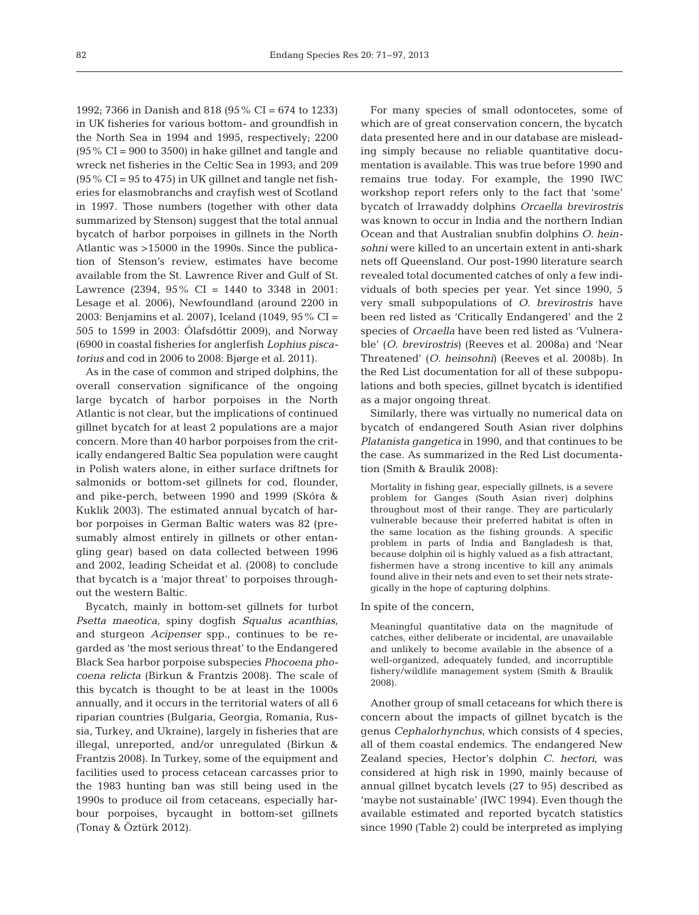1992; 7366 in Danish and 818 (95% CI = 674 to 1233) in UK fisheries for various bottom- and groundfish in the North Sea in 1994 and 1995, respectively; 2200 (95% CI = 900 to 3500) in hake gillnet and tangle and wreck net fisheries in the Celtic Sea in 1993; and 209 (95% CI = 95 to 475) in UK gillnet and tangle net fisheries for elasmobranchs and crayfish west of Scotland in 1997. Those numbers (together with other data summarized by Stenson) suggest that the total annual bycatch of harbor porpoises in gillnets in the North Atlantic was >15000 in the 1990s. Since the publication of Stenson's review, estimates have become available from the St. Lawrence River and Gulf of St. Lawrence (2394, 95% CI = 1440 to 3348 in 2001: Lesage et al. 2006), Newfoundland (around 2200 in 2003: Benjamins et al. 2007), Iceland (1049, 95% CI = 505 to 1599 in 2003: Ólafsdóttir 2009), and Norway (6900 in coastal fisheries for anglerfish *Lophius piscatorius* and cod in 2006 to 2008: Bjørge et al. 2011).

As in the case of common and striped dolphins, the overall conservation significance of the ongoing large bycatch of harbor porpoises in the North Atlantic is not clear, but the implications of continued gillnet bycatch for at least 2 populations are a major concern. More than 40 harbor porpoises from the critically endangered Baltic Sea population were caught in Polish waters alone, in either surface driftnets for salmonids or bottom-set gillnets for cod, flounder, and pike-perch, between 1990 and 1999 (Skóra & Kuklik 2003). The estimated annual bycatch of harbor porpoises in German Baltic waters was 82 (presumably almost entirely in gillnets or other entangling gear) based on data collected between 1996 and 2002, leading Scheidat et al. (2008) to conclude that bycatch is a 'major threat' to porpoises throughout the western Baltic.

Bycatch, mainly in bottom-set gillnets for turbot *Psetta maeotica*, spiny dogfish *Squalus acanthias*, and sturgeon *Acipenser* spp., continues to be regarded as 'the most serious threat' to the Endangered Black Sea harbor porpoise subspecies *Phocoena phocoena relicta* (Birkun & Frantzis 2008). The scale of this bycatch is thought to be at least in the 1000s annually, and it occurs in the territorial waters of all 6 riparian countries (Bulgaria, Georgia, Romania, Russia, Turkey, and Ukraine), largely in fisheries that are illegal, unreported, and/or unregulated (Birkun & Frantzis 2008). In Turkey, some of the equipment and facilities used to process cetacean carcasses prior to the 1983 hunting ban was still being used in the 1990s to produce oil from cetaceans, especially harbour porpoises, bycaught in bottom-set gillnets (Tonay & Öztürk 2012).

For many species of small odontocetes, some of which are of great conservation concern, the bycatch data presented here and in our database are misleading simply because no reliable quantitative documentation is available. This was true before 1990 and remains true today. For example, the 1990 IWC workshop report refers only to the fact that 'some' bycatch of Irrawaddy dolphins *Orcaella brevirostris* was known to occur in India and the northern Indian Ocean and that Australian snubfin dolphins *O. heinsohni* were killed to an uncertain extent in anti-shark nets off Queensland. Our post-1990 literature search revealed total documented catches of only a few individuals of both species per year. Yet since 1990, 5 very small subpopulations of *O. brevirostris* have been red listed as 'Critically Endangered' and the 2 species of *Orcaella* have been red listed as 'Vulnerable' (*O. brevirostris*) (Reeves et al. 2008a) and 'Near Threatened' (*O. heinsohni*) (Reeves et al. 2008b). In the Red List documentation for all of these subpopulations and both species, gillnet bycatch is identified as a major ongoing threat.

Similarly, there was virtually no numerical data on bycatch of endangered South Asian river dolphins *Platanista gangetica* in 1990, and that continues to be the case. As summarized in the Red List documentation (Smith & Braulik 2008):

> Mortality in fishing gear, especially gillnets, is a severe problem for Ganges (South Asian river) dolphins throughout most of their range. They are particularly vulnerable because their preferred habitat is often in the same location as the fishing grounds. A specific problem in parts of India and Bangladesh is that, because dolphin oil is highly valued as a fish attractant, fishermen have a strong incentive to kill any animals found alive in their nets and even to set their nets strategically in the hope of capturing dolphins.

In spite of the concern,

> Meaningful quantitative data on the magnitude of catches, either deliberate or incidental, are unavailable and unlikely to become available in the absence of a well-organized, adequately funded, and incorruptible fishery/wildlife management system (Smith & Braulik 2008).

Another group of small cetaceans for which there is concern about the impacts of gillnet bycatch is the genus *Cephalorhynchus*, which consists of 4 species, all of them coastal endemics. The endangered New Zealand species, Hector's dolphin *C. hectori*, was considered at high risk in 1990, mainly because of annual gillnet bycatch levels (27 to 95) described as 'maybe not sustainable' (IWC 1994). Even though the available estimated and reported bycatch statistics since 1990 (Table 2) could be interpreted as implying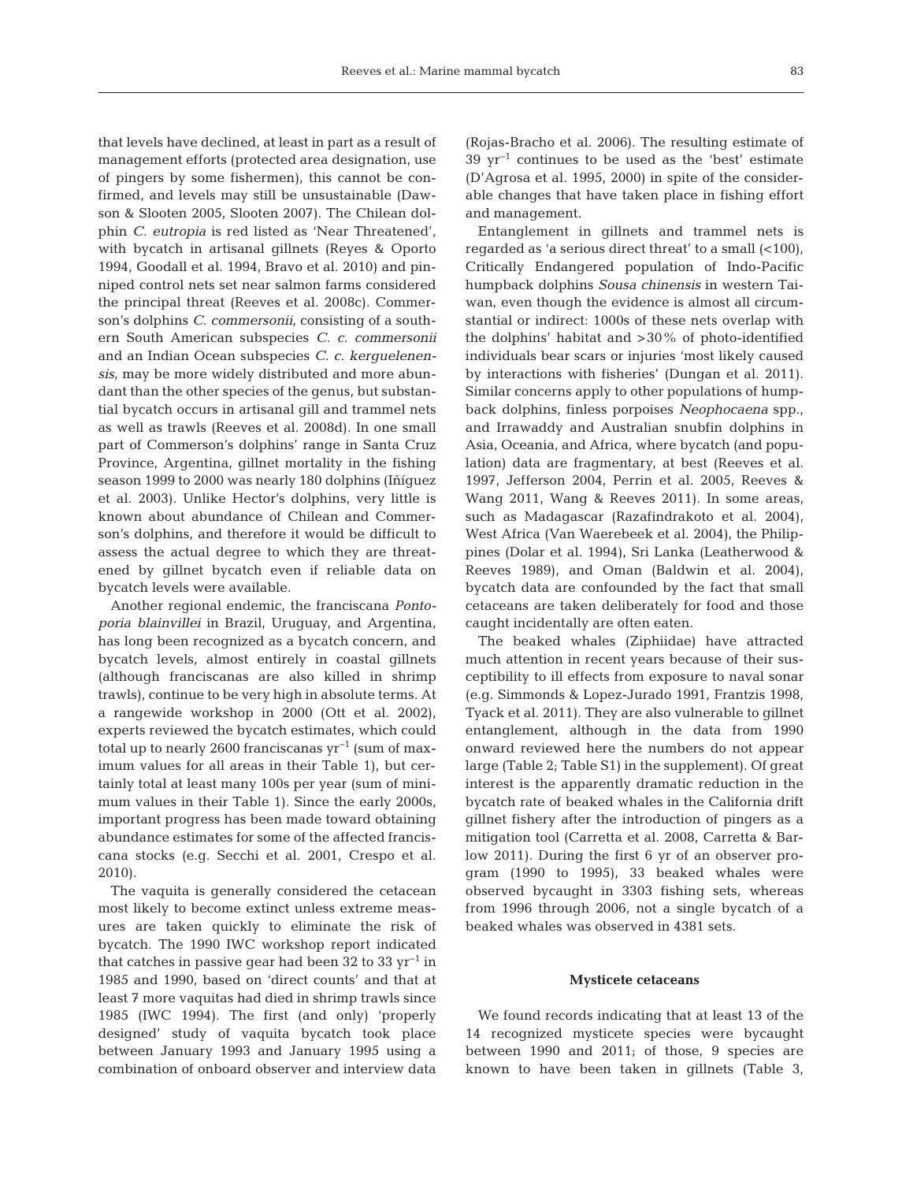that levels have declined, at least in part as a result of management efforts (protected area designation, use of pingers by some fishermen), this cannot be confirmed, and levels may still be unsustainable (Dawson & Slooten 2005, Slooten 2007). The Chilean dolphin *C. eutropia* is red listed as 'Near Threatened', with bycatch in artisanal gillnets (Reyes & Oporto 1994, Goodall et al. 1994, Bravo et al. 2010) and pinniped control nets set near salmon farms considered the principal threat (Reeves et al. 2008c). Commerson's dolphins *C. commersonii*, consisting of a southern South American subspecies *C. c. commersonii* and an Indian Ocean subspecies *C. c. kerguelenensis*, may be more widely distributed and more abundant than the other species of the genus, but substantial bycatch occurs in artisanal gill and trammel nets as well as trawls (Reeves et al. 2008d). In one small part of Commerson's dolphins' range in Santa Cruz Province, Argentina, gillnet mortality in the fishing season 1999 to 2000 was nearly 180 dolphins (Iñíguez et al. 2003). Unlike Hector's dolphins, very little is known about abundance of Chilean and Commerson's dolphins, and therefore it would be difficult to assess the actual degree to which they are threatened by gillnet bycatch even if reliable data on bycatch levels were available.

Another regional endemic, the franciscana *Pontoporia blainvillei* in Brazil, Uruguay, and Argentina, has long been recognized as a bycatch concern, and bycatch levels, almost entirely in coastal gillnets (although franciscanas are also killed in shrimp trawls), continue to be very high in absolute terms. At a rangewide workshop in 2000 (Ott et al. 2002), experts reviewed the bycatch estimates, which could total up to nearly 2600 franciscanas $yr^{-1}$ (sum of maximum values for all areas in their Table 1), but certainly total at least many 100s per year (sum of minimum values in their Table 1). Since the early 2000s, important progress has been made toward obtaining abundance estimates for some of the affected franciscana stocks (e.g. Secchi et al. 2001, Crespo et al. 2010).

The vaquita is generally considered the cetacean most likely to become extinct unless extreme measures are taken quickly to eliminate the risk of bycatch. The 1990 IWC workshop report indicated that catches in passive gear had been 32 to 33 $yr^{-1}$ in 1985 and 1990, based on 'direct counts' and that at least 7 more vaquitas had died in shrimp trawls since 1985 (IWC 1994). The first (and only) 'properly designed' study of vaquita bycatch took place between January 1993 and January 1995 using a combination of onboard observer and interview data (Rojas-Bracho et al. 2006). The resulting estimate of 39 $yr^{-1}$ continues to be used as the 'best' estimate (D'Agrosa et al. 1995, 2000) in spite of the considerable changes that have taken place in fishing effort and management.

Entanglement in gillnets and trammel nets is regarded as 'a serious direct threat' to a small (<100), Critically Endangered population of Indo-Pacific humpback dolphins *Sousa chinensis* in western Taiwan, even though the evidence is almost all circumstantial or indirect: 1000s of these nets overlap with the dolphins' habitat and >30% of photo-identified individuals bear scars or injuries 'most likely caused by interactions with fisheries' (Dungan et al. 2011). Similar concerns apply to other populations of humpback dolphins, finless porpoises *Neophocaena* spp., and Irrawaddy and Australian snubfin dolphins in Asia, Oceania, and Africa, where bycatch (and population) data are fragmentary, at best (Reeves et al. 1997, Jefferson 2004, Perrin et al. 2005, Reeves & Wang 2011, Wang & Reeves 2011). In some areas, such as Madagascar (Razafindrakoto et al. 2004), West Africa (Van Waerebeek et al. 2004), the Philippines (Dolar et al. 1994), Sri Lanka (Leatherwood & Reeves 1989), and Oman (Baldwin et al. 2004), bycatch data are confounded by the fact that small cetaceans are taken deliberately for food and those caught incidentally are often eaten.

The beaked whales (Ziphiidae) have attracted much attention in recent years because of their susceptibility to ill effects from exposure to naval sonar (e.g. Simmonds & Lopez-Jurado 1991, Frantzis 1998, Tyack et al. 2011). They are also vulnerable to gillnet entanglement, although in the data from 1990 onward reviewed here the numbers do not appear large (Table 2; Table S1) in the supplement). Of great interest is the apparently dramatic reduction in the bycatch rate of beaked whales in the California drift gillnet fishery after the introduction of pingers as a mitigation tool (Carretta et al. 2008, Carretta & Barlow 2011). During the first 6 yr of an observer program (1990 to 1995), 33 beaked whales were observed bycaught in 3303 fishing sets, whereas from 1996 through 2006, not a single bycatch of a beaked whales was observed in 4381 sets.

### Mysticete cetaceans

We found records indicating that at least 13 of the 14 recognized mysticete species were bycaught between 1990 and 2011; of those, 9 species are known to have been taken in gillnets (Table 3,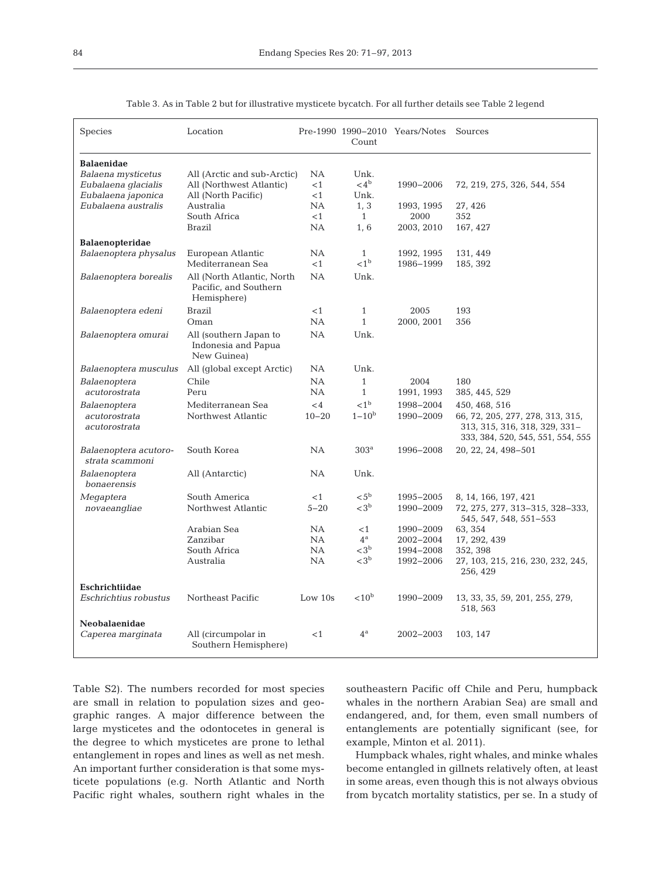Table 3. As in Table 2 but for illustrative mysticete bycatch. For all further details see Table 2 legend

| Species | Location | Pre-1990 | 1990–2010 Count | Years/Notes | Sources |
|---|---|---|---|---|---|
| **Balaenidae** | | | | | |
| *Balaena mysticetus* | All (Arctic and sub-Arctic) | NA | Unk. | | |
| *Eubalaena glacialis* | All (Northwest Atlantic) | <1 | <4[b] | 1990–2006 | 72, 219, 275, 326, 544, 554 |
| *Eubalaena japonica* | All (North Pacific) | <1 | Unk. | | |
| *Eubalaena australis* | Australia | NA | 1, 3 | 1993, 1995 | 27, 426 |
| | South Africa | <1 | 1 | 2000 | 352 |
| | Brazil | NA | 1, 6 | 2003, 2010 | 167, 427 |
| **Balaenopteridae** | | | | | |
| *Balaenoptera physalus* | European Atlantic | NA | 1 | 1992, 1995 | 131, 449 |
| | Mediterranean Sea | <1 | <1[b] | 1986–1999 | 185, 392 |
| *Balaenoptera borealis* | All (North Atlantic, North Pacific, and Southern Hemisphere) | NA | Unk. | | |
| *Balaenoptera edeni* | Brazil | <1 | 1 | 2005 | 193 |
| | Oman | NA | 1 | 2000, 2001 | 356 |
| *Balaenoptera omurai* | All (southern Japan to Indonesia and Papua New Guinea) | NA | Unk. | | |
| *Balaenoptera musculus* | All (global except Arctic) | NA | Unk. | | |
| *Balaenoptera acutorostrata* | Chile | NA | 1 | 2004 | 180 |
| | Peru | NA | 1 | 1991, 1993 | 385, 445, 529 |
| *Balaenoptera acutorostrata acutorostrata* | Mediterranean Sea | <4 | <1[b] | 1998–2004 | 450, 468, 516 |
| | Northwest Atlantic | 10–20 | 1–10[b] | 1990–2009 | 66, 72, 205, 277, 278, 313, 315, 313, 315, 316, 318, 329, 331–333, 384, 520, 545, 551, 554, 555 |
| *Balaenoptera acutoro-strata scammoni* | South Korea | NA | 303[a] | 1996–2008 | 20, 22, 24, 498–501 |
| *Balaenoptera bonaerensis* | All (Antarctic) | NA | Unk. | | |
| *Megaptera novaeangliae* | South America | <1 | <5[b] | 1995–2005 | 8, 14, 166, 197, 421 |
| | Northwest Atlantic | 5–20 | <3[b] | 1990–2009 | 72, 275, 277, 313–315, 328–333, 545, 547, 548, 551–553 |
| | Arabian Sea | NA | <1 | 1990–2009 | 63, 354 |
| | Zanzibar | NA | 4[a] | 2002–2004 | 17, 292, 439 |
| | South Africa | NA | <3[b] | 1994–2008 | 352, 398 |
| | Australia | NA | <3[b] | 1992–2006 | 27, 103, 215, 216, 230, 232, 245, 256, 429 |
| **Eschrichtiidae** | | | | | |
| *Eschrichtius robustus* | Northeast Pacific | Low 10s | <10[b] | 1990–2009 | 13, 33, 35, 59, 201, 255, 279, 518, 563 |
| **Neobalaenidae** | | | | | |
| *Caperea marginata* | All (circumpolar in Southern Hemisphere) | <1 | 4[a] | 2002–2003 | 103, 147 |

Table S2). The numbers recorded for most species are small in relation to population sizes and geographic ranges. A major difference between the large mysticetes and the odontocetes in general is the degree to which mysticetes are prone to lethal entanglement in ropes and lines as well as net mesh. An important further consideration is that some mysticete populations (e.g. North Atlantic and North Pacific right whales, southern right whales in the southeastern Pacific off Chile and Peru, humpback whales in the northern Arabian Sea) are small and endangered, and, for them, even small numbers of entanglements are potentially significant (see, for example, Minton et al. 2011).

Humpback whales, right whales, and minke whales become entangled in gillnets relatively often, at least in some areas, even though this is not always obvious from bycatch mortality statistics, per se. In a study of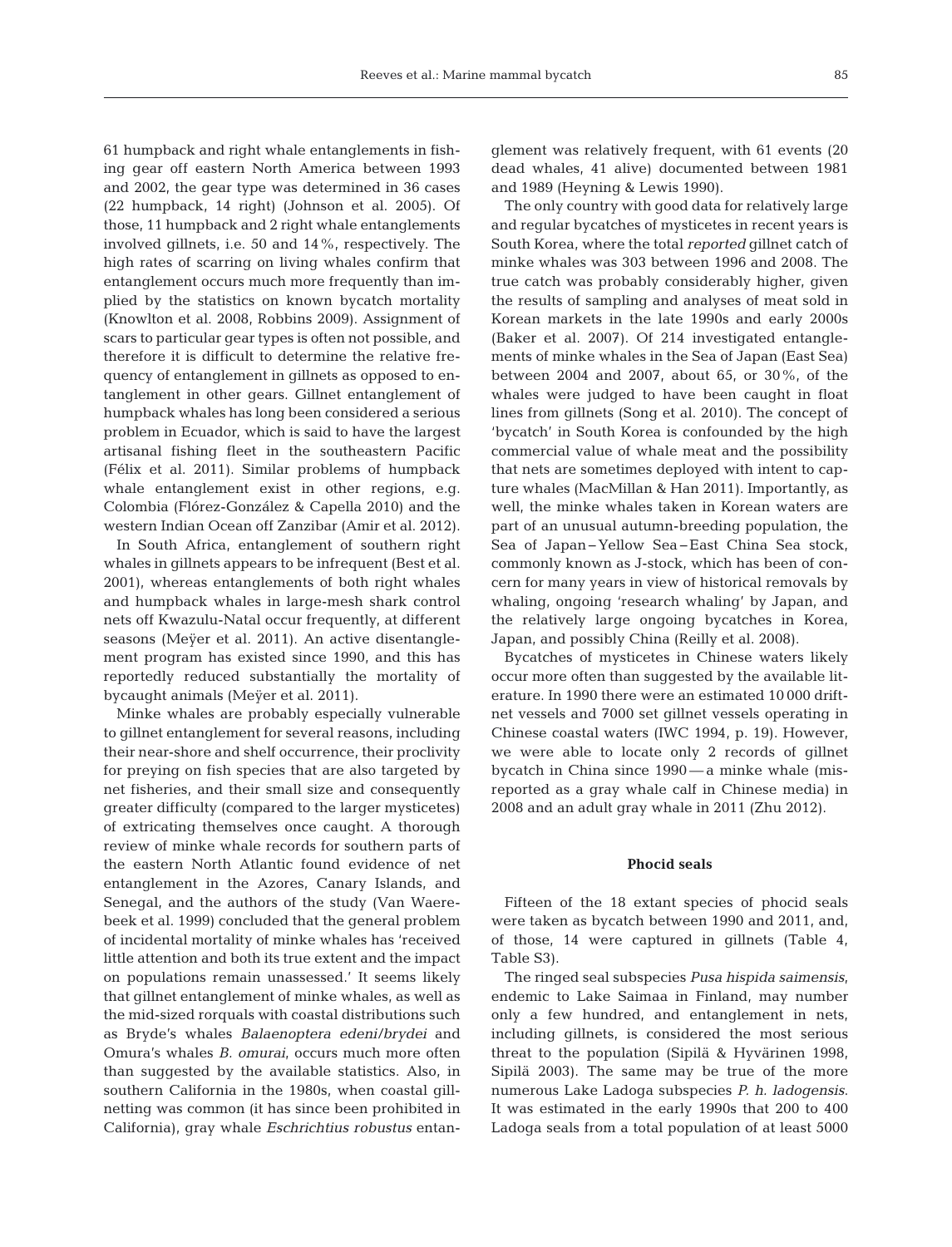61 humpback and right whale entanglements in fishing gear off eastern North America between 1993 and 2002, the gear type was determined in 36 cases (22 humpback, 14 right) (Johnson et al. 2005). Of those, 11 humpback and 2 right whale entanglements involved gillnets, i.e. 50 and 14%, respectively. The high rates of scarring on living whales confirm that entanglement occurs much more frequently than implied by the statistics on known bycatch mortality (Knowlton et al. 2008, Robbins 2009). Assignment of scars to particular gear types is often not possible, and therefore it is difficult to determine the relative frequency of entanglement in gillnets as opposed to entanglement in other gears. Gillnet entanglement of humpback whales has long been considered a serious problem in Ecuador, which is said to have the largest artisanal fishing fleet in the southeastern Pacific (Félix et al. 2011). Similar problems of humpback whale entanglement exist in other regions, e.g. Colombia (Flórez-González & Capella 2010) and the western Indian Ocean off Zanzibar (Amir et al. 2012).

In South Africa, entanglement of southern right whales in gillnets appears to be infrequent (Best et al. 2001), whereas entanglements of both right whales and humpback whales in large-mesh shark control nets off Kwazulu-Natal occur frequently, at different seasons (Meÿer et al. 2011). An active disentanglement program has existed since 1990, and this has reportedly reduced substantially the mortality of bycaught animals (Meÿer et al. 2011).

Minke whales are probably especially vulnerable to gillnet entanglement for several reasons, including their near-shore and shelf occurrence, their proclivity for preying on fish species that are also targeted by net fisheries, and their small size and consequently greater difficulty (compared to the larger mysticetes) of extricating themselves once caught. A thorough review of minke whale records for southern parts of the eastern North Atlantic found evidence of net entanglement in the Azores, Canary Islands, and Senegal, and the authors of the study (Van Waerebeek et al. 1999) concluded that the general problem of incidental mortality of minke whales has 'received little attention and both its true extent and the impact on populations remain unassessed.' It seems likely that gillnet entanglement of minke whales, as well as the mid-sized rorquals with coastal distributions such as Bryde's whales *Balaenoptera edeni/brydei* and Omura's whales *B. omurai*, occurs much more often than suggested by the available statistics. Also, in southern California in the 1980s, when coastal gillnetting was common (it has since been prohibited in California), gray whale *Eschrichtius robustus* entanglement was relatively frequent, with 61 events (20 dead whales, 41 alive) documented between 1981 and 1989 (Heyning & Lewis 1990).

The only country with good data for relatively large and regular bycatches of mysticetes in recent years is South Korea, where the total *reported* gillnet catch of minke whales was 303 between 1996 and 2008. The true catch was probably considerably higher, given the results of sampling and analyses of meat sold in Korean markets in the late 1990s and early 2000s (Baker et al. 2007). Of 214 investigated entanglements of minke whales in the Sea of Japan (East Sea) between 2004 and 2007, about 65, or 30%, of the whales were judged to have been caught in float lines from gillnets (Song et al. 2010). The concept of 'bycatch' in South Korea is confounded by the high commercial value of whale meat and the possibility that nets are sometimes deployed with intent to capture whales (MacMillan & Han 2011). Importantly, as well, the minke whales taken in Korean waters are part of an unusual autumn-breeding population, the Sea of Japan–Yellow Sea–East China Sea stock, commonly known as J-stock, which has been of concern for many years in view of historical removals by whaling, ongoing 'research whaling' by Japan, and the relatively large ongoing bycatches in Korea, Japan, and possibly China (Reilly et al. 2008).

Bycatches of mysticetes in Chinese waters likely occur more often than suggested by the available literature. In 1990 there were an estimated 10 000 driftnet vessels and 7000 set gillnet vessels operating in Chinese coastal waters (IWC 1994, p. 19). However, we were able to locate only 2 records of gillnet bycatch in China since 1990 — a minke whale (misreported as a gray whale calf in Chinese media) in 2008 and an adult gray whale in 2011 (Zhu 2012).

### Phocid seals

Fifteen of the 18 extant species of phocid seals were taken as bycatch between 1990 and 2011, and, of those, 14 were captured in gillnets (Table 4, Table S3).

The ringed seal subspecies *Pusa hispida saimensis*, endemic to Lake Saimaa in Finland, may number only a few hundred, and entanglement in nets, including gillnets, is considered the most serious threat to the population (Sipilä & Hyvärinen 1998, Sipilä 2003). The same may be true of the more numerous Lake Ladoga subspecies *P. h. ladogensis*. It was estimated in the early 1990s that 200 to 400 Ladoga seals from a total population of at least 5000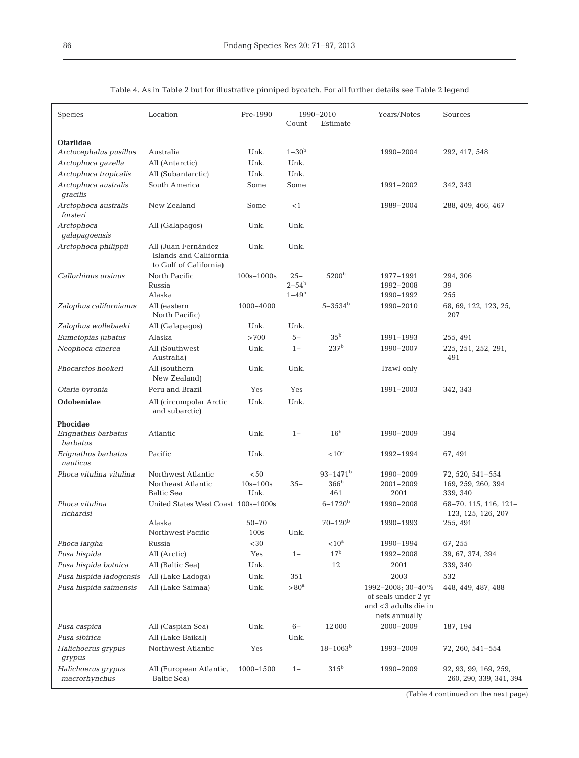Table 4. As in Table 2 but for illustrative pinniped bycatch. For all further details see Table 2 legend

| Species | Location | Pre-1990 | 1990–2010 Count | Estimate | Years/Notes | Sources |
|---|---|---|---|---|---|---|
| **Otariidae** | | | | | | |
| *Arctocephalus pusillus* | Australia | Unk. | 1–30[b] | | 1990–2004 | 292, 417, 548 |
| *Arctophoca gazella* | All (Antarctic) | Unk. | Unk. | | | |
| *Arctophoca tropicalis* | All (Subantarctic) | Unk. | Unk. | | | |
| *Arctophoca australis gracilis* | South America | Some | Some | | 1991–2002 | 342, 343 |
| *Arctophoca australis forsteri* | New Zealand | Some | <1 | | 1989–2004 | 288, 409, 466, 467 |
| *Arctophoca galapagoensis* | All (Galapagos) | Unk. | Unk. | | | |
| *Arctophoca philippii* | All (Juan Fernández Islands and California to Gulf of California) | Unk. | Unk. | | | |
| *Callorhinus ursinus* | North Pacific | 100s–1000s | 25– | 5200[b] | 1977–1991 | 294, 306 |
| | Russia | | 2–54[b] | | 1992–2008 | 39 |
| | Alaska | | 1–49[b] | | 1990–1992 | 255 |
| *Zalophus californianus* | All (eastern North Pacific) | 1000–4000 | | 5–3534[b] | 1990–2010 | 68, 69, 122, 123, 25, 207 |
| *Zalophus wollebaeki* | All (Galapagos) | Unk. | Unk. | | | |
| *Eumetopias jubatus* | Alaska | >700 | 5– | 35[b] | 1991–1993 | 255, 491 |
| *Neophoca cinerea* | All (Southwest Australia) | Unk. | 1– | 237[b] | 1990–2007 | 225, 251, 252, 291, 491 |
| *Phocarctos hookeri* | All (southern New Zealand) | Unk. | Unk. | | Trawl only | |
| *Otaria byronia* | Peru and Brazil | Yes | Yes | | 1991–2003 | 342, 343 |
| **Odobenidae** | All (circumpolar Arctic and subarctic) | Unk. | Unk. | | | |
| **Phocidae** | | | | | | |
| *Erignathus barbatus barbatus* | Atlantic | Unk. | 1– | 16[b] | 1990–2009 | 394 |
| *Erignathus barbatus nauticus* | Pacific | Unk. | | <10[a] | 1992–1994 | 67, 491 |
| *Phoca vitulina vitulina* | Northwest Atlantic | <50 | | 93–1471[b] | 1990–2009 | 72, 520, 541–554 |
| | Northeast Atlantic | 10s–100s | 35– | 366[b] | 2001–2009 | 169, 259, 260, 394 |
| | Baltic Sea | Unk. | | 461 | 2001 | 339, 340 |
| *Phoca vitulina richardsi* | United States West Coast | 100s–1000s | | 6–1720[b] | 1990–2008 | 68–70, 115, 116, 121–123, 125, 126, 207 |
| | Alaska | 50–70 | | 70–120[b] | 1990–1993 | 255, 491 |
| | Northwest Pacific | 100s | Unk. | | | |
| *Phoca largha* | Russia | <30 | | <10[a] | 1990–1994 | 67, 255 |
| *Pusa hispida* | All (Arctic) | Yes | 1– | 17[b] | 1992–2008 | 39, 67, 374, 394 |
| *Pusa hispida botnica* | All (Baltic Sea) | Unk. | | 12 | 2001 | 339, 340 |
| *Pusa hispida ladogensis* | All (Lake Ladoga) | Unk. | 351 | | 2003 | 532 |
| *Pusa hispida saimensis* | All (Lake Saimaa) | Unk. | >80[a] | | 1992–2008; 30–40% of seals under 2 yr and <3 adults die in nets annually | 448, 449, 487, 488 |
| *Pusa caspica* | All (Caspian Sea) | Unk. | 6– | 12 000 | 2000–2009 | 187, 194 |
| *Pusa sibirica* | All (Lake Baikal) | | Unk. | | | |
| *Halichoerus grypus grypus* | Northwest Atlantic | Yes | | 18–1063[b] | 1993–2009 | 72, 260, 541–554 |
| *Halichoerus grypus macrorhynchus* | All (European Atlantic, Baltic Sea) | 1000–1500 | 1– | 315[b] | 1990–2009 | 92, 93, 99, 169, 259, 260, 290, 339, 341, 394 |

(Table 4 continued on the next page)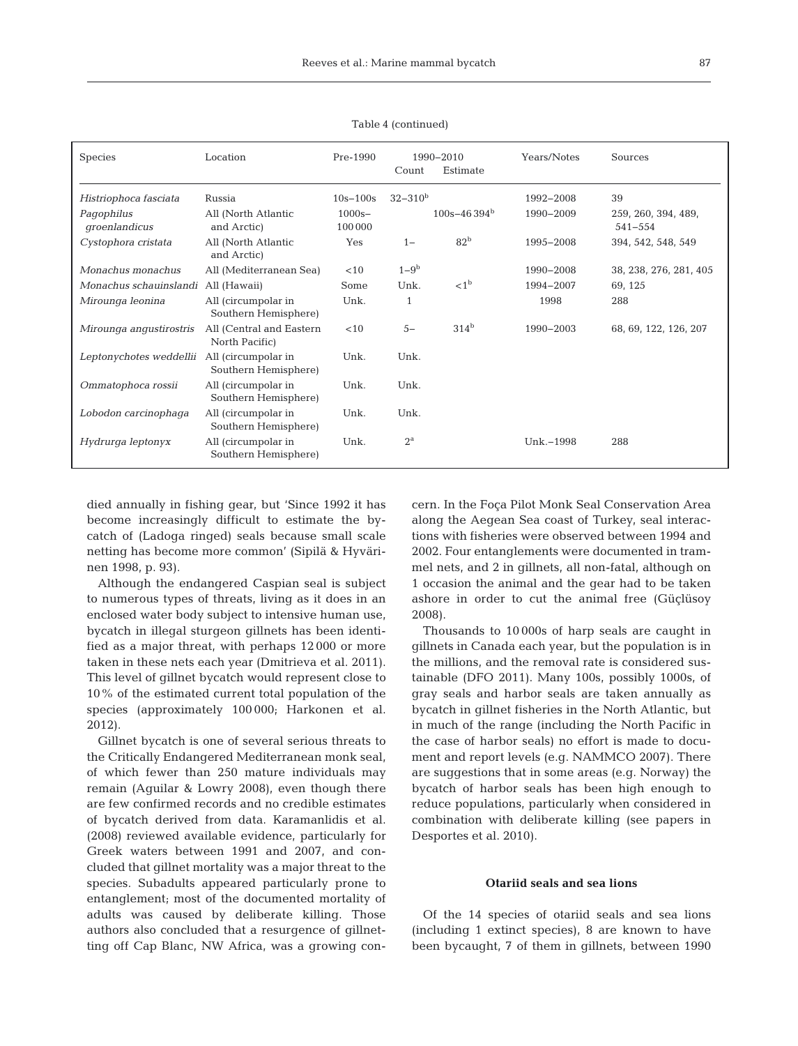Table 4 (continued)

| Species | Location | Pre-1990 | 1990–2010 Count | Estimate | Years/Notes | Sources |
|---|---|---|---|---|---|---|
| *Histriophoca fasciata* | Russia | 10s–100s | 32–310[b] | | 1992–2008 | 39 |
| *Pagophilus groenlandicus* | All (North Atlantic and Arctic) | 1000s–100 000 | | 100s–46 394[b] | 1990–2009 | 259, 260, 394, 489, 541–554 |
| *Cystophora cristata* | All (North Atlantic and Arctic) | Yes | 1– | 82[b] | 1995–2008 | 394, 542, 548, 549 |
| *Monachus monachus* | All (Mediterranean Sea) | <10 | 1–9[b] | | 1990–2008 | 38, 238, 276, 281, 405 |
| *Monachus schauinslandi* | All (Hawaii) | Some | Unk. | <1[b] | 1994–2007 | 69, 125 |
| *Mirounga leonina* | All (circumpolar in Southern Hemisphere) | Unk. | 1 | | 1998 | 288 |
| *Mirounga angustirostris* | All (Central and Eastern North Pacific) | <10 | 5– | 314[b] | 1990–2003 | 68, 69, 122, 126, 207 |
| *Leptonychotes weddellii* | All (circumpolar in Southern Hemisphere) | Unk. | Unk. | | | |
| *Ommatophoca rossii* | All (circumpolar in Southern Hemisphere) | Unk. | Unk. | | | |
| *Lobodon carcinophaga* | All (circumpolar in Southern Hemisphere) | Unk. | Unk. | | | |
| *Hydrurga leptonyx* | All (circumpolar in Southern Hemisphere) | Unk. | 2[a] | | Unk.–1998 | 288 |

died annually in fishing gear, but 'Since 1992 it has become increasingly difficult to estimate the bycatch of (Ladoga ringed) seals because small scale netting has become more common' (Sipilä & Hyvärinen 1998, p. 93).

Although the endangered Caspian seal is subject to numerous types of threats, living as it does in an enclosed water body subject to intensive human use, bycatch in illegal sturgeon gillnets has been identified as a major threat, with perhaps 12 000 or more taken in these nets each year (Dmitrieva et al. 2011). This level of gillnet bycatch would represent close to 10% of the estimated current total population of the species (approximately 100 000; Harkonen et al. 2012).

Gillnet bycatch is one of several serious threats to the Critically Endangered Mediterranean monk seal, of which fewer than 250 mature individuals may remain (Aguilar & Lowry 2008), even though there are few confirmed records and no credible estimates of bycatch derived from data. Karamanlidis et al. (2008) reviewed available evidence, particularly for Greek waters between 1991 and 2007, and concluded that gillnet mortality was a major threat to the species. Subadults appeared particularly prone to entanglement; most of the documented mortality of adults was caused by deliberate killing. Those authors also concluded that a resurgence of gillnetting off Cap Blanc, NW Africa, was a growing concern. In the Foça Pilot Monk Seal Conservation Area along the Aegean Sea coast of Turkey, seal interactions with fisheries were observed between 1994 and 2002. Four entanglements were documented in trammel nets, and 2 in gillnets, all non-fatal, although on 1 occasion the animal and the gear had to be taken ashore in order to cut the animal free (Güçlüsoy 2008).

Thousands to 10 000s of harp seals are caught in gillnets in Canada each year, but the population is in the millions, and the removal rate is considered sustainable (DFO 2011). Many 100s, possibly 1000s, of gray seals and harbor seals are taken annually as bycatch in gillnet fisheries in the North Atlantic, but in much of the range (including the North Pacific in the case of harbor seals) no effort is made to document and report levels (e.g. NAMMCO 2007). There are suggestions that in some areas (e.g. Norway) the bycatch of harbor seals has been high enough to reduce populations, particularly when considered in combination with deliberate killing (see papers in Desportes et al. 2010).

### Otariid seals and sea lions

Of the 14 species of otariid seals and sea lions (including 1 extinct species), 8 are known to have been bycaught, 7 of them in gillnets, between 1990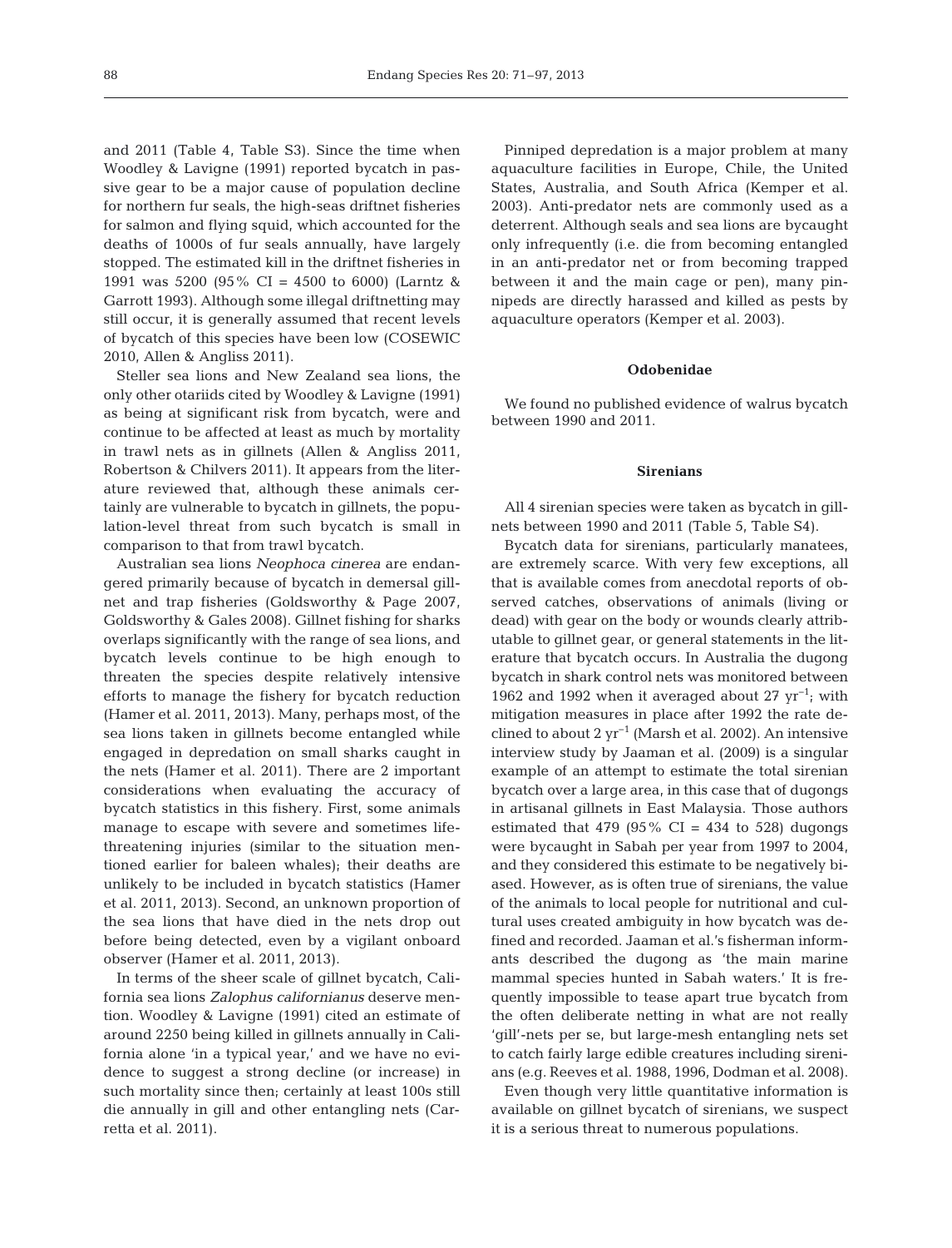and 2011 (Table 4, Table S3). Since the time when Woodley & Lavigne (1991) reported bycatch in passive gear to be a major cause of population decline for northern fur seals, the high-seas driftnet fisheries for salmon and flying squid, which accounted for the deaths of 1000s of fur seals annually, have largely stopped. The estimated kill in the driftnet fisheries in 1991 was 5200 (95% CI = 4500 to 6000) (Larntz & Garrott 1993). Although some illegal driftnetting may still occur, it is generally assumed that recent levels of bycatch of this species have been low (COSEWIC 2010, Allen & Angliss 2011).

Steller sea lions and New Zealand sea lions, the only other otariids cited by Woodley & Lavigne (1991) as being at significant risk from bycatch, were and continue to be affected at least as much by mortality in trawl nets as in gillnets (Allen & Angliss 2011, Robertson & Chilvers 2011). It appears from the literature reviewed that, although these animals certainly are vulnerable to bycatch in gillnets, the population-level threat from such bycatch is small in comparison to that from trawl bycatch.

Australian sea lions *Neophoca cinerea* are endangered primarily because of bycatch in demersal gillnet and trap fisheries (Goldsworthy & Page 2007, Goldsworthy & Gales 2008). Gillnet fishing for sharks overlaps significantly with the range of sea lions, and bycatch levels continue to be high enough to threaten the species despite relatively intensive efforts to manage the fishery for bycatch reduction (Hamer et al. 2011, 2013). Many, perhaps most, of the sea lions taken in gillnets become entangled while engaged in depredation on small sharks caught in the nets (Hamer et al. 2011). There are 2 important considerations when evaluating the accuracy of bycatch statistics in this fishery. First, some animals manage to escape with severe and sometimes life-threatening injuries (similar to the situation mentioned earlier for baleen whales); their deaths are unlikely to be included in bycatch statistics (Hamer et al. 2011, 2013). Second, an unknown proportion of the sea lions that have died in the nets drop out before being detected, even by a vigilant onboard observer (Hamer et al. 2011, 2013).

In terms of the sheer scale of gillnet bycatch, California sea lions *Zalophus californianus* deserve mention. Woodley & Lavigne (1991) cited an estimate of around 2250 being killed in gillnets annually in California alone 'in a typical year,' and we have no evidence to suggest a strong decline (or increase) in such mortality since then; certainly at least 100s still die annually in gill and other entangling nets (Carretta et al. 2011).

Pinniped depredation is a major problem at many aquaculture facilities in Europe, Chile, the United States, Australia, and South Africa (Kemper et al. 2003). Anti-predator nets are commonly used as a deterrent. Although seals and sea lions are bycaught only infrequently (i.e. die from becoming entangled in an anti-predator net or from becoming trapped between it and the main cage or pen), many pinnipeds are directly harassed and killed as pests by aquaculture operators (Kemper et al. 2003).

### Odobenidae

We found no published evidence of walrus bycatch between 1990 and 2011.

### Sirenians

All 4 sirenian species were taken as bycatch in gillnets between 1990 and 2011 (Table 5, Table S4).

Bycatch data for sirenians, particularly manatees, are extremely scarce. With very few exceptions, all that is available comes from anecdotal reports of observed catches, observations of animals (living or dead) with gear on the body or wounds clearly attributable to gillnet gear, or general statements in the literature that bycatch occurs. In Australia the dugong bycatch in shark control nets was monitored between 1962 and 1992 when it averaged about 27 $yr^{-1}$; with mitigation measures in place after 1992 the rate declined to about 2 $yr^{-1}$ (Marsh et al. 2002). An intensive interview study by Jaaman et al. (2009) is a singular example of an attempt to estimate the total sirenian bycatch over a large area, in this case that of dugongs in artisanal gillnets in East Malaysia. Those authors estimated that 479 (95% CI = 434 to 528) dugongs were bycaught in Sabah per year from 1997 to 2004, and they considered this estimate to be negatively biased. However, as is often true of sirenians, the value of the animals to local people for nutritional and cultural uses created ambiguity in how bycatch was defined and recorded. Jaaman et al.'s fisherman informants described the dugong as 'the main marine mammal species hunted in Sabah waters.' It is frequently impossible to tease apart true bycatch from the often deliberate netting in what are not really 'gill'-nets per se, but large-mesh entangling nets set to catch fairly large edible creatures including sirenians (e.g. Reeves et al. 1988, 1996, Dodman et al. 2008).

Even though very little quantitative information is available on gillnet bycatch of sirenians, we suspect it is a serious threat to numerous populations.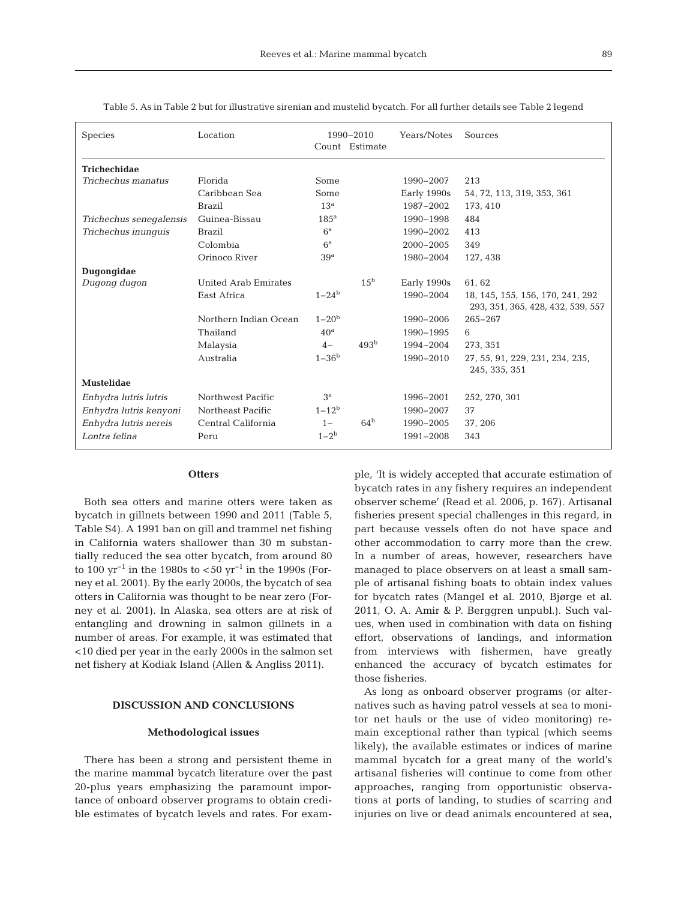Table 5. As in Table 2 but for illustrative sirenian and mustelid bycatch. For all further details see Table 2 legend

| Species | Location | 1990–2010 Count | Estimate | Years/Notes | Sources |
|---|---|---|---|---|---|
| **Trichechidae** | | | | | |
| *Trichechus manatus* | Florida | Some | | 1990–2007 | 213 |
| | Caribbean Sea | Some | | Early 1990s | 54, 72, 113, 319, 353, 361 |
| | Brazil | 13[a] | | 1987–2002 | 173, 410 |
| *Trichechus senegalensis* | Guinea-Bissau | 185[a] | | 1990–1998 | 484 |
| *Trichechus inunguis* | Brazil | 6[a] | | 1990–2002 | 413 |
| | Colombia | 6[a] | | 2000–2005 | 349 |
| | Orinoco River | 39[a] | | 1980–2004 | 127, 438 |
| **Dugongidae** | | | | | |
| *Dugong dugon* | United Arab Emirates | | 15[b] | Early 1990s | 61, 62 |
| | East Africa | 1–24[b] | | 1990–2004 | 18, 145, 155, 156, 170, 241, 292 293, 351, 365, 428, 432, 539, 557 |
| | Northern Indian Ocean | 1–20[b] | | 1990–2006 | 265–267 |
| | Thailand | 40[a] | | 1990–1995 | 6 |
| | Malaysia | 4– | 493[b] | 1994–2004 | 273, 351 |
| | Australia | 1–36[b] | | 1990–2010 | 27, 55, 91, 229, 231, 234, 235, 245, 335, 351 |
| **Mustelidae** | | | | | |
| *Enhydra lutris lutris* | Northwest Pacific | 3[a] | | 1996–2001 | 252, 270, 301 |
| *Enhydra lutris kenyoni* | Northeast Pacific | 1–12[b] | | 1990–2007 | 37 |
| *Enhydra lutris nereis* | Central California | 1– | 64[b] | 1990–2005 | 37, 206 |
| *Lontra felina* | Peru | 1–2[b] | | 1991–2008 | 343 |

### Otters

Both sea otters and marine otters were taken as bycatch in gillnets between 1990 and 2011 (Table 5, Table S4). A 1991 ban on gill and trammel net fishing in California waters shallower than 30 m substantially reduced the sea otter bycatch, from around 80 to 100 $yr^{-1}$ in the 1980s to <50 $yr^{-1}$ in the 1990s (Forney et al. 2001). By the early 2000s, the bycatch of sea otters in California was thought to be near zero (Forney et al. 2001). In Alaska, sea otters are at risk of entangling and drowning in salmon gillnets in a number of areas. For example, it was estimated that <10 died per year in the early 2000s in the salmon set net fishery at Kodiak Island (Allen & Angliss 2011).

## DISCUSSION AND CONCLUSIONS

### Methodological issues

There has been a strong and persistent theme in the marine mammal bycatch literature over the past 20-plus years emphasizing the paramount importance of onboard observer programs to obtain credible estimates of bycatch levels and rates. For example, 'It is widely accepted that accurate estimation of bycatch rates in any fishery requires an independent observer scheme' (Read et al. 2006, p. 167). Artisanal fisheries present special challenges in this regard, in part because vessels often do not have space and other accommodation to carry more than the crew. In a number of areas, however, researchers have managed to place observers on at least a small sample of artisanal fishing boats to obtain index values for bycatch rates (Mangel et al. 2010, Bjørge et al. 2011, O. A. Amir & P. Berggren unpubl.). Such values, when used in combination with data on fishing effort, observations of landings, and information from interviews with fishermen, have greatly enhanced the accuracy of bycatch estimates for those fisheries.

As long as onboard observer programs (or alternatives such as having patrol vessels at sea to monitor net hauls or the use of video monitoring) remain exceptional rather than typical (which seems likely), the available estimates or indices of marine mammal bycatch for a great many of the world's artisanal fisheries will continue to come from other approaches, ranging from opportunistic observations at ports of landing, to studies of scarring and injuries on live or dead animals encountered at sea,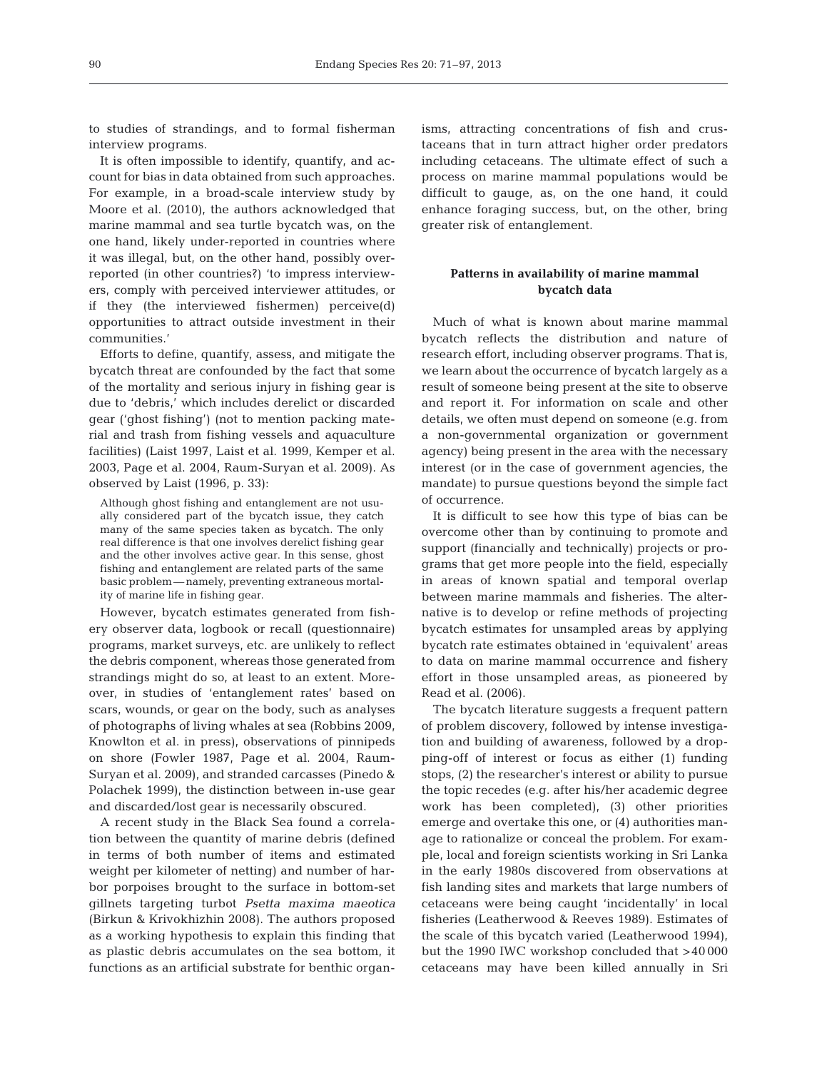to studies of strandings, and to formal fisherman interview programs.

It is often impossible to identify, quantify, and account for bias in data obtained from such approaches. For example, in a broad-scale interview study by Moore et al. (2010), the authors acknowledged that marine mammal and sea turtle bycatch was, on the one hand, likely under-reported in countries where it was illegal, but, on the other hand, possibly over-reported (in other countries?) 'to impress interviewers, comply with perceived interviewer attitudes, or if they (the interviewed fishermen) perceive(d) opportunities to attract outside investment in their communities.'

Efforts to define, quantify, assess, and mitigate the bycatch threat are confounded by the fact that some of the mortality and serious injury in fishing gear is due to 'debris,' which includes derelict or discarded gear ('ghost fishing') (not to mention packing material and trash from fishing vessels and aquaculture facilities) (Laist 1997, Laist et al. 1999, Kemper et al. 2003, Page et al. 2004, Raum-Suryan et al. 2009). As observed by Laist (1996, p. 33):

> Although ghost fishing and entanglement are not usually considered part of the bycatch issue, they catch many of the same species taken as bycatch. The only real difference is that one involves derelict fishing gear and the other involves active gear. In this sense, ghost fishing and entanglement are related parts of the same basic problem — namely, preventing extraneous mortality of marine life in fishing gear.

However, bycatch estimates generated from fishery observer data, logbook or recall (questionnaire) programs, market surveys, etc. are unlikely to reflect the debris component, whereas those generated from strandings might do so, at least to an extent. Moreover, in studies of 'entanglement rates' based on scars, wounds, or gear on the body, such as analyses of photographs of living whales at sea (Robbins 2009, Knowlton et al. in press), observations of pinnipeds on shore (Fowler 1987, Page et al. 2004, Raum-Suryan et al. 2009), and stranded carcasses (Pinedo & Polachek 1999), the distinction between in-use gear and discarded/lost gear is necessarily obscured.

A recent study in the Black Sea found a correlation between the quantity of marine debris (defined in terms of both number of items and estimated weight per kilometer of netting) and number of harbor porpoises brought to the surface in bottom-set gillnets targeting turbot *Psetta maxima maeotica* (Birkun & Krivokhizhin 2008). The authors proposed as a working hypothesis to explain this finding that as plastic debris accumulates on the sea bottom, it functions as an artificial substrate for benthic organisms, attracting concentrations of fish and crustaceans that in turn attract higher order predators including cetaceans. The ultimate effect of such a process on marine mammal populations would be difficult to gauge, as, on the one hand, it could enhance foraging success, but, on the other, bring greater risk of entanglement.

## Patterns in availability of marine mammal bycatch data

Much of what is known about marine mammal bycatch reflects the distribution and nature of research effort, including observer programs. That is, we learn about the occurrence of bycatch largely as a result of someone being present at the site to observe and report it. For information on scale and other details, we often must depend on someone (e.g. from a non-governmental organization or government agency) being present in the area with the necessary interest (or in the case of government agencies, the mandate) to pursue questions beyond the simple fact of occurrence.

It is difficult to see how this type of bias can be overcome other than by continuing to promote and support (financially and technically) projects or programs that get more people into the field, especially in areas of known spatial and temporal overlap between marine mammals and fisheries. The alternative is to develop or refine methods of projecting bycatch estimates for unsampled areas by applying bycatch rate estimates obtained in 'equivalent' areas to data on marine mammal occurrence and fishery effort in those unsampled areas, as pioneered by Read et al. (2006).

The bycatch literature suggests a frequent pattern of problem discovery, followed by intense investigation and building of awareness, followed by a dropping-off of interest or focus as either (1) funding stops, (2) the researcher's interest or ability to pursue the topic recedes (e.g. after his/her academic degree work has been completed), (3) other priorities emerge and overtake this one, or (4) authorities manage to rationalize or conceal the problem. For example, local and foreign scientists working in Sri Lanka in the early 1980s discovered from observations at fish landing sites and markets that large numbers of cetaceans were being caught 'incidentally' in local fisheries (Leatherwood & Reeves 1989). Estimates of the scale of this bycatch varied (Leatherwood 1994), but the 1990 IWC workshop concluded that >40 000 cetaceans may have been killed annually in Sri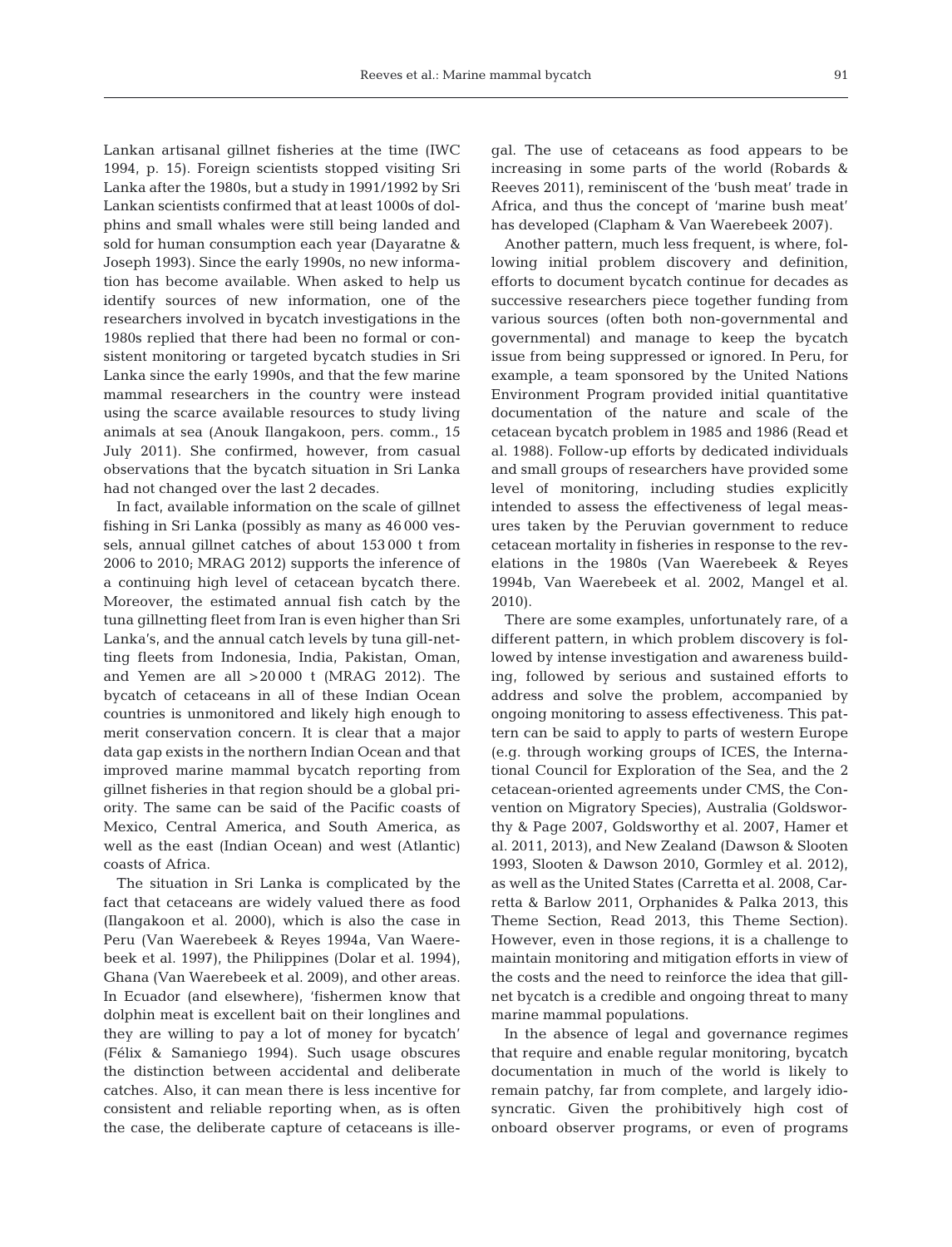Lankan artisanal gillnet fisheries at the time (IWC 1994, p. 15). Foreign scientists stopped visiting Sri Lanka after the 1980s, but a study in 1991/1992 by Sri Lankan scientists confirmed that at least 1000s of dolphins and small whales were still being landed and sold for human consumption each year (Dayaratne & Joseph 1993). Since the early 1990s, no new information has become available. When asked to help us identify sources of new information, one of the researchers involved in bycatch investigations in the 1980s replied that there had been no formal or consistent monitoring or targeted bycatch studies in Sri Lanka since the early 1990s, and that the few marine mammal researchers in the country were instead using the scarce available resources to study living animals at sea (Anouk Ilangakoon, pers. comm., 15 July 2011). She confirmed, however, from casual observations that the bycatch situation in Sri Lanka had not changed over the last 2 decades.

In fact, available information on the scale of gillnet fishing in Sri Lanka (possibly as many as 46 000 vessels, annual gillnet catches of about 153 000 t from 2006 to 2010; MRAG 2012) supports the inference of a continuing high level of cetacean bycatch there. Moreover, the estimated annual fish catch by the tuna gillnetting fleet from Iran is even higher than Sri Lanka's, and the annual catch levels by tuna gill-netting fleets from Indonesia, India, Pakistan, Oman, and Yemen are all >20 000 t (MRAG 2012). The bycatch of cetaceans in all of these Indian Ocean countries is unmonitored and likely high enough to merit conservation concern. It is clear that a major data gap exists in the northern Indian Ocean and that improved marine mammal bycatch reporting from gillnet fisheries in that region should be a global priority. The same can be said of the Pacific coasts of Mexico, Central America, and South America, as well as the east (Indian Ocean) and west (Atlantic) coasts of Africa.

The situation in Sri Lanka is complicated by the fact that cetaceans are widely valued there as food (Ilangakoon et al. 2000), which is also the case in Peru (Van Waerebeek & Reyes 1994a, Van Waerebeek et al. 1997), the Philippines (Dolar et al. 1994), Ghana (Van Waerebeek et al. 2009), and other areas. In Ecuador (and elsewhere), 'fishermen know that dolphin meat is excellent bait on their longlines and they are willing to pay a lot of money for bycatch' (Félix & Samaniego 1994). Such usage obscures the distinction between accidental and deliberate catches. Also, it can mean there is less incentive for consistent and reliable reporting when, as is often the case, the deliberate capture of cetaceans is illegal. The use of cetaceans as food appears to be increasing in some parts of the world (Robards & Reeves 2011), reminiscent of the 'bush meat' trade in Africa, and thus the concept of 'marine bush meat' has developed (Clapham & Van Waerebeek 2007).

Another pattern, much less frequent, is where, following initial problem discovery and definition, efforts to document bycatch continue for decades as successive researchers piece together funding from various sources (often both non-governmental and governmental) and manage to keep the bycatch issue from being suppressed or ignored. In Peru, for example, a team sponsored by the United Nations Environment Program provided initial quantitative documentation of the nature and scale of the cetacean bycatch problem in 1985 and 1986 (Read et al. 1988). Follow-up efforts by dedicated individuals and small groups of researchers have provided some level of monitoring, including studies explicitly intended to assess the effectiveness of legal measures taken by the Peruvian government to reduce cetacean mortality in fisheries in response to the revelations in the 1980s (Van Waerebeek & Reyes 1994b, Van Waerebeek et al. 2002, Mangel et al. 2010).

There are some examples, unfortunately rare, of a different pattern, in which problem discovery is followed by intense investigation and awareness building, followed by serious and sustained efforts to address and solve the problem, accompanied by ongoing monitoring to assess effectiveness. This pattern can be said to apply to parts of western Europe (e.g. through working groups of ICES, the International Council for Exploration of the Sea, and the 2 cetacean-oriented agreements under CMS, the Convention on Migratory Species), Australia (Goldsworthy & Page 2007, Goldsworthy et al. 2007, Hamer et al. 2011, 2013), and New Zealand (Dawson & Slooten 1993, Slooten & Dawson 2010, Gormley et al. 2012), as well as the United States (Carretta et al. 2008, Carretta & Barlow 2011, Orphanides & Palka 2013, this Theme Section, Read 2013, this Theme Section). However, even in those regions, it is a challenge to maintain monitoring and mitigation efforts in view of the costs and the need to reinforce the idea that gillnet bycatch is a credible and ongoing threat to many marine mammal populations.

In the absence of legal and governance regimes that require and enable regular monitoring, bycatch documentation in much of the world is likely to remain patchy, far from complete, and largely idiosyncratic. Given the prohibitively high cost of onboard observer programs, or even of programs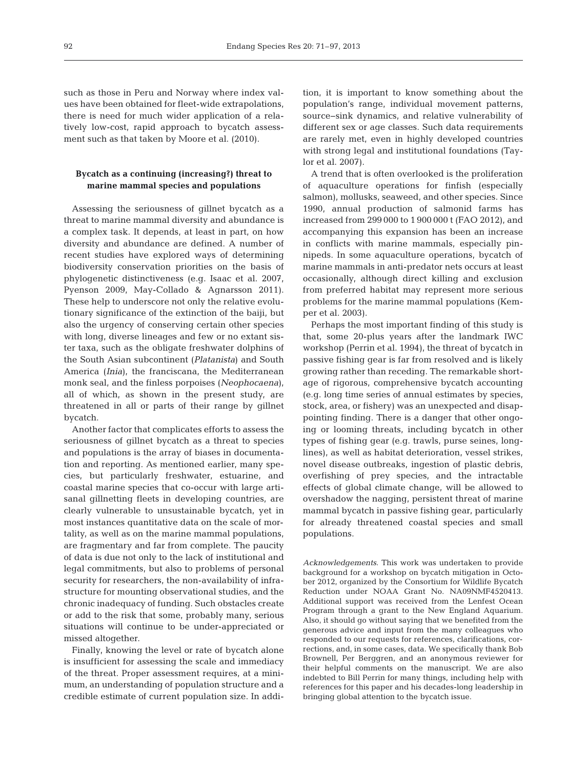such as those in Peru and Norway where index values have been obtained for fleet-wide extrapolations, there is need for much wider application of a relatively low-cost, rapid approach to bycatch assessment such as that taken by Moore et al. (2010).

### Bycatch as a continuing (increasing?) threat to marine mammal species and populations

Assessing the seriousness of gillnet bycatch as a threat to marine mammal diversity and abundance is a complex task. It depends, at least in part, on how diversity and abundance are defined. A number of recent studies have explored ways of determining biodiversity conservation priorities on the basis of phylogenetic distinctiveness (e.g. Isaac et al. 2007, Pyenson 2009, May-Collado & Agnarsson 2011). These help to underscore not only the relative evolutionary significance of the extinction of the baiji, but also the urgency of conserving certain other species with long, diverse lineages and few or no extant sister taxa, such as the obligate freshwater dolphins of the South Asian subcontinent (*Platanista*) and South America (*Inia*), the franciscana, the Mediterranean monk seal, and the finless porpoises (*Neophocaena*), all of which, as shown in the present study, are threatened in all or parts of their range by gillnet bycatch.

Another factor that complicates efforts to assess the seriousness of gillnet bycatch as a threat to species and populations is the array of biases in documentation and reporting. As mentioned earlier, many species, but particularly freshwater, estuarine, and coastal marine species that co-occur with large artisanal gillnetting fleets in developing countries, are clearly vulnerable to unsustainable bycatch, yet in most instances quantitative data on the scale of mortality, as well as on the marine mammal populations, are fragmentary and far from complete. The paucity of data is due not only to the lack of institutional and legal commitments, but also to problems of personal security for researchers, the non-availability of infrastructure for mounting observational studies, and the chronic inadequacy of funding. Such obstacles create or add to the risk that some, probably many, serious situations will continue to be under-appreciated or missed altogether.

Finally, knowing the level or rate of bycatch alone is insufficient for assessing the scale and immediacy of the threat. Proper assessment requires, at a minimum, an understanding of population structure and a credible estimate of current population size. In addition, it is important to know something about the population's range, individual movement patterns, source–sink dynamics, and relative vulnerability of different sex or age classes. Such data requirements are rarely met, even in highly developed countries with strong legal and institutional foundations (Taylor et al. 2007).

A trend that is often overlooked is the proliferation of aquaculture operations for finfish (especially salmon), mollusks, seaweed, and other species. Since 1990, annual production of salmonid farms has increased from 299 000 to 1 900 000 t (FAO 2012), and accompanying this expansion has been an increase in conflicts with marine mammals, especially pinnipeds. In some aquaculture operations, bycatch of marine mammals in anti-predator nets occurs at least occasionally, although direct killing and exclusion from preferred habitat may represent more serious problems for the marine mammal populations (Kemper et al. 2003).

Perhaps the most important finding of this study is that, some 20-plus years after the landmark IWC workshop (Perrin et al. 1994), the threat of bycatch in passive fishing gear is far from resolved and is likely growing rather than receding. The remarkable shortage of rigorous, comprehensive bycatch accounting (e.g. long time series of annual estimates by species, stock, area, or fishery) was an unexpected and disappointing finding. There is a danger that other ongoing or looming threats, including bycatch in other types of fishing gear (e.g. trawls, purse seines, longlines), as well as habitat deterioration, vessel strikes, novel disease outbreaks, ingestion of plastic debris, overfishing of prey species, and the intractable effects of global climate change, will be allowed to overshadow the nagging, persistent threat of marine mammal bycatch in passive fishing gear, particularly for already threatened coastal species and small populations.

*Acknowledgements*. This work was undertaken to provide background for a workshop on bycatch mitigation in October 2012, organized by the Consortium for Wildlife Bycatch Reduction under NOAA Grant No. NA09NMF4520413. Additional support was received from the Lenfest Ocean Program through a grant to the New England Aquarium. Also, it should go without saying that we benefited from the generous advice and input from the many colleagues who responded to our requests for references, clarifications, corrections, and, in some cases, data. We specifically thank Bob Brownell, Per Berggren, and an anonymous reviewer for their helpful comments on the manuscript. We are also indebted to Bill Perrin for many things, including help with references for this paper and his decades-long leadership in bringing global attention to the bycatch issue.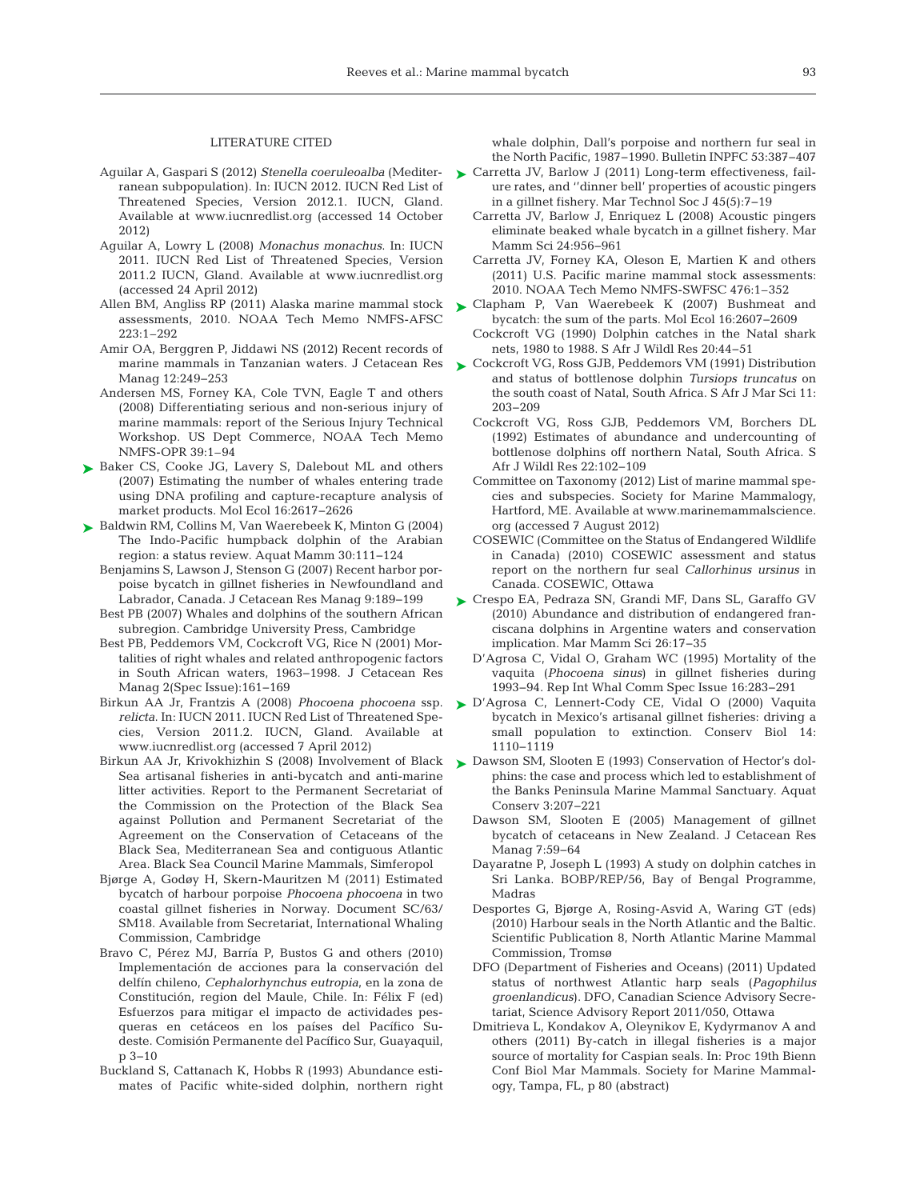LITERATURE CITED

Aguilar A, Gaspari S (2012) *Stenella coeruleoalba* (Mediterranean subpopulation). In: IUCN 2012. IUCN Red List of Threatened Species, Version 2012.1. IUCN, Gland. Available at www.iucnredlist.org (accessed 14 October 2012)

Aguilar A, Lowry L (2008) *Monachus monachus*. In: IUCN 2011. IUCN Red List of Threatened Species, Version 2011.2 IUCN, Gland. Available at www.iucnredlist.org (accessed 24 April 2012)

Allen BM, Angliss RP (2011) Alaska marine mammal stock assessments, 2010. NOAA Tech Memo NMFS-AFSC 223:1–292

Amir OA, Berggren P, Jiddawi NS (2012) Recent records of marine mammals in Tanzanian waters. J Cetacean Res Manag 12:249–253

Andersen MS, Forney KA, Cole TVN, Eagle T and others (2008) Differentiating serious and non-serious injury of marine mammals: report of the Serious Injury Technical Workshop. US Dept Commerce, NOAA Tech Memo NMFS-OPR 39:1–94

Baker CS, Cooke JG, Lavery S, Dalebout ML and others (2007) Estimating the number of whales entering trade using DNA profiling and capture-recapture analysis of market products. Mol Ecol 16:2617–2626

Baldwin RM, Collins M, Van Waerebeek K, Minton G (2004) The Indo-Pacific humpback dolphin of the Arabian region: a status review. Aquat Mamm 30:111–124

Benjamins S, Lawson J, Stenson G (2007) Recent harbor porpoise bycatch in gillnet fisheries in Newfoundland and Labrador, Canada. J Cetacean Res Manag 9:189–199

Best PB (2007) Whales and dolphins of the southern African subregion. Cambridge University Press, Cambridge

Best PB, Peddemors VM, Cockcroft VG, Rice N (2001) Mortalities of right whales and related anthropogenic factors in South African waters, 1963–1998. J Cetacean Res Manag 2(Spec Issue):161–169

Birkun AA Jr, Frantzis A (2008) *Phocoena phocoena* ssp. *relicta*. In: IUCN 2011. IUCN Red List of Threatened Species, Version 2011.2. IUCN, Gland. Available at www.iucnredlist.org (accessed 7 April 2012)

Birkun AA Jr, Krivokhizhin S (2008) Involvement of Black Sea artisanal fisheries in anti-bycatch and anti-marine litter activities. Report to the Permanent Secretariat of the Commission on the Protection of the Black Sea against Pollution and Permanent Secretariat of the Agreement on the Conservation of Cetaceans of the Black Sea, Mediterranean Sea and contiguous Atlantic Area. Black Sea Council Marine Mammals, Simferopol

Bjørge A, Godøy H, Skern-Mauritzen M (2011) Estimated bycatch of harbour porpoise *Phocoena phocoena* in two coastal gillnet fisheries in Norway. Document SC/63/SM18. Available from Secretariat, International Whaling Commission, Cambridge

Bravo C, Pérez MJ, Barría P, Bustos G and others (2010) Implementación de acciones para la conservación del delfín chileno, *Cephalorhynchus eutropia*, en la zona de Constitución, region del Maule, Chile. In: Félix F (ed) Esfuerzos para mitigar el impacto de actividades pesqueras en cetáceos en los países del Pacífico Sudeste. Comisión Permanente del Pacífico Sur, Guayaquil, p 3–10

Buckland S, Cattanach K, Hobbs R (1993) Abundance estimates of Pacific white-sided dolphin, northern right whale dolphin, Dall's porpoise and northern fur seal in the North Pacific, 1987–1990. Bulletin INPFC 53:387–407

Carretta JV, Barlow J (2011) Long-term effectiveness, failure rates, and ''dinner bell'' properties of acoustic pingers in a gillnet fishery. Mar Technol Soc J 45(5):7–19

Carretta JV, Barlow J, Enriquez L (2008) Acoustic pingers eliminate beaked whale bycatch in a gillnet fishery. Mar Mamm Sci 24:956–961

Carretta JV, Forney KA, Oleson E, Martien K and others (2011) U.S. Pacific marine mammal stock assessments: 2010. NOAA Tech Memo NMFS-SWFSC 476:1–352

Clapham P, Van Waerebeek K (2007) Bushmeat and bycatch: the sum of the parts. Mol Ecol 16:2607–2609

Cockcroft VG (1990) Dolphin catches in the Natal shark nets, 1980 to 1988. S Afr J Wildl Res 20:44–51

Cockcroft VG, Ross GJB, Peddemors VM (1991) Distribution and status of bottlenose dolphin *Tursiops truncatus* on the south coast of Natal, South Africa. S Afr J Mar Sci 11: 203–209

Cockcroft VG, Ross GJB, Peddemors VM, Borchers DL (1992) Estimates of abundance and undercounting of bottlenose dolphins off northern Natal, South Africa. S Afr J Wildl Res 22:102–109

Committee on Taxonomy (2012) List of marine mammal species and subspecies. Society for Marine Mammalogy, Hartford, ME. Available at www.marinemammalscience.org (accessed 7 August 2012)

COSEWIC (Committee on the Status of Endangered Wildlife in Canada) (2010) COSEWIC assessment and status report on the northern fur seal *Callorhinus ursinus* in Canada. COSEWIC, Ottawa

Crespo EA, Pedraza SN, Grandi MF, Dans SL, Garaffo GV (2010) Abundance and distribution of endangered franciscana dolphins in Argentine waters and conservation implication. Mar Mamm Sci 26:17–35

D'Agrosa C, Vidal O, Graham WC (1995) Mortality of the vaquita (*Phocoena sinus*) in gillnet fisheries during 1993–94. Rep Int Whal Comm Spec Issue 16:283–291

D'Agrosa C, Lennert-Cody CE, Vidal O (2000) Vaquita bycatch in Mexico's artisanal gillnet fisheries: driving a small population to extinction. Conserv Biol 14: 1110–1119

Dawson SM, Slooten E (1993) Conservation of Hector's dolphins: the case and process which led to establishment of the Banks Peninsula Marine Mammal Sanctuary. Aquat Conserv 3:207–221

Dawson SM, Slooten E (2005) Management of gillnet bycatch of cetaceans in New Zealand. J Cetacean Res Manag 7:59–64

Dayaratne P, Joseph L (1993) A study on dolphin catches in Sri Lanka. BOBP/REP/56, Bay of Bengal Programme, Madras

Desportes G, Bjørge A, Rosing-Asvid A, Waring GT (eds) (2010) Harbour seals in the North Atlantic and the Baltic. Scientific Publication 8, North Atlantic Marine Mammal Commission, Tromsø

DFO (Department of Fisheries and Oceans) (2011) Updated status of northwest Atlantic harp seals (*Pagophilus groenlandicus*). DFO, Canadian Science Advisory Secretariat, Science Advisory Report 2011/050, Ottawa

Dmitrieva L, Kondakov A, Oleynikov E, Kydyrmanov A and others (2011) By-catch in illegal fisheries is a major source of mortality for Caspian seals. In: Proc 19th Bienn Conf Biol Mar Mammals. Society for Marine Mammalogy, Tampa, FL, p 80 (abstract)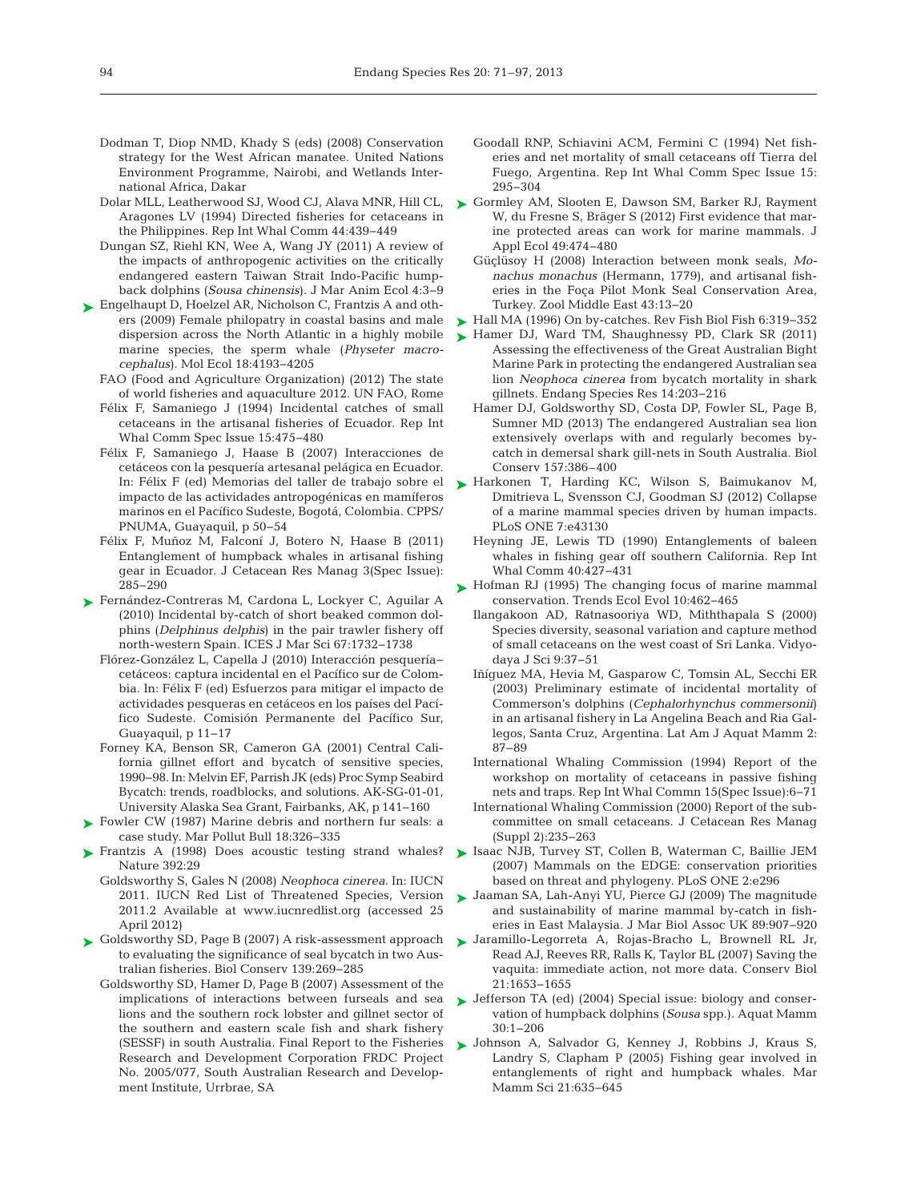Dodman T, Diop NMD, Khady S (eds) (2008) Conservation strategy for the West African manatee. United Nations Environment Programme, Nairobi, and Wetlands International Africa, Dakar

Dolar MLL, Leatherwood SJ, Wood CJ, Alava MNR, Hill CL, Aragones LV (1994) Directed fisheries for cetaceans in the Philippines. Rep Int Whal Comm 44:439–449

Dungan SZ, Riehl KN, Wee A, Wang JY (2011) A review of the impacts of anthropogenic activities on the critically endangered eastern Taiwan Strait Indo-Pacific humpback dolphins (*Sousa chinensis*). J Mar Anim Ecol 4:3–9

Engelhaupt D, Hoelzel AR, Nicholson C, Frantzis A and others (2009) Female philopatry in coastal basins and male dispersion across the North Atlantic in a highly mobile marine species, the sperm whale (*Physeter macrocephalus*). Mol Ecol 18:4193–4205

FAO (Food and Agriculture Organization) (2012) The state of world fisheries and aquaculture 2012. UN FAO, Rome

Félix F, Samaniego J (1994) Incidental catches of small cetaceans in the artisanal fisheries of Ecuador. Rep Int Whal Comm Spec Issue 15:475–480

Félix F, Samaniego J, Haase B (2007) Interacciones de cetáceos con la pesquería artesanal pelágica en Ecuador. In: Félix F (ed) Memorias del taller de trabajo sobre el impacto de las actividades antropogénicas en mamíferos marinos en el Pacífico Sudeste, Bogotá, Colombia. CPPS/PNUMA, Guayaquil, p 50–54

Félix F, Muñoz M, Falconí J, Botero N, Haase B (2011) Entanglement of humpback whales in artisanal fishing gear in Ecuador. J Cetacean Res Manag 3(Spec Issue): 285–290

Fernández-Contreras M, Cardona L, Lockyer C, Aguilar A (2010) Incidental by-catch of short beaked common dolphins (*Delphinus delphis*) in the pair trawler fishery off north-western Spain. ICES J Mar Sci 67:1732–1738

Flórez-González L, Capella J (2010) Interacción pesquería–cetáceos: captura incidental en el Pacífico sur de Colombia. In: Félix F (ed) Esfuerzos para mitigar el impacto de actividades pesqueras en cetáceos en los países del Pacífico Sudeste. Comisión Permanente del Pacífico Sur, Guayaquil, p 11–17

Forney KA, Benson SR, Cameron GA (2001) Central California gillnet effort and bycatch of sensitive species, 1990–98. In: Melvin EF, Parrish JK (eds) Proc Symp Seabird Bycatch: trends, roadblocks, and solutions. AK-SG-01-01, University Alaska Sea Grant, Fairbanks, AK, p 141–160

Fowler CW (1987) Marine debris and northern fur seals: a case study. Mar Pollut Bull 18:326–335

Frantzis A (1998) Does acoustic testing strand whales? Nature 392:29

Goldsworthy S, Gales N (2008) *Neophoca cinerea*. In: IUCN 2011. IUCN Red List of Threatened Species, Version 2011.2 Available at www.iucnredlist.org (accessed 25 April 2012)

Goldsworthy SD, Page B (2007) A risk-assessment approach to evaluating the significance of seal bycatch in two Australian fisheries. Biol Conserv 139:269–285

Goldsworthy SD, Hamer D, Page B (2007) Assessment of the implications of interactions between furseals and sea lions and the southern rock lobster and gillnet sector of the southern and eastern scale fish and shark fishery (SESSF) in south Australia. Final Report to the Fisheries Research and Development Corporation FRDC Project No. 2005/077, South Australian Research and Development Institute, Urrbrae, SA

Goodall RNP, Schiavini ACM, Fermini C (1994) Net fisheries and net mortality of small cetaceans off Tierra del Fuego, Argentina. Rep Int Whal Comm Spec Issue 15: 295–304

Gormley AM, Slooten E, Dawson SM, Barker RJ, Rayment W, du Fresne S, Bräger S (2012) First evidence that marine protected areas can work for marine mammals. J Appl Ecol 49:474–480

Güçlüsoy H (2008) Interaction between monk seals, *Monachus monachus* (Hermann, 1779), and artisanal fisheries in the Foça Pilot Monk Seal Conservation Area, Turkey. Zool Middle East 43:13–20

Hall MA (1996) On by-catches. Rev Fish Biol Fish 6:319–352

Hamer DJ, Ward TM, Shaughnessy PD, Clark SR (2011) Assessing the effectiveness of the Great Australian Bight Marine Park in protecting the endangered Australian sea lion *Neophoca cinerea* from bycatch mortality in shark gillnets. Endang Species Res 14:203–216

Hamer DJ, Goldsworthy SD, Costa DP, Fowler SL, Page B, Sumner MD (2013) The endangered Australian sea lion extensively overlaps with and regularly becomes bycatch in demersal shark gill-nets in South Australia. Biol Conserv 157:386–400

Harkonen T, Harding KC, Wilson S, Baimukanov M, Dmitrieva L, Svensson CJ, Goodman SJ (2012) Collapse of a marine mammal species driven by human impacts. PLoS ONE 7:e43130

Heyning JE, Lewis TD (1990) Entanglements of baleen whales in fishing gear off southern California. Rep Int Whal Comm 40:427–431

Hofman RJ (1995) The changing focus of marine mammal conservation. Trends Ecol Evol 10:462–465

Ilangakoon AD, Ratnasooriya WD, Miththapala S (2000) Species diversity, seasonal variation and capture method of small cetaceans on the west coast of Sri Lanka. Vidyodaya J Sci 9:37–51

Iñíguez MA, Hevia M, Gasparow C, Tomsin AL, Secchi ER (2003) Preliminary estimate of incidental mortality of Commerson's dolphins (*Cephalorhynchus commersonii*) in an artisanal fishery in La Angelina Beach and Ria Gallegos, Santa Cruz, Argentina. Lat Am J Aquat Mamm 2: 87–89

International Whaling Commission (1994) Report of the workshop on mortality of cetaceans in passive fishing nets and traps. Rep Int Whal Commn 15(Spec Issue):6–71

International Whaling Commission (2000) Report of the sub-committee on small cetaceans. J Cetacean Res Manag (Suppl 2):235–263

Isaac NJB, Turvey ST, Collen B, Waterman C, Baillie JEM (2007) Mammals on the EDGE: conservation priorities based on threat and phylogeny. PLoS ONE 2:e296

Jaaman SA, Lah-Anyi YU, Pierce GJ (2009) The magnitude and sustainability of marine mammal by-catch in fisheries in East Malaysia. J Mar Biol Assoc UK 89:907–920

Jaramillo-Legorreta A, Rojas-Bracho L, Brownell RL Jr, Read AJ, Reeves RR, Ralls K, Taylor BL (2007) Saving the vaquita: immediate action, not more data. Conserv Biol 21:1653–1655

Jefferson TA (ed) (2004) Special issue: biology and conservation of humpback dolphins (*Sousa* spp.). Aquat Mamm 30:1–206

Johnson A, Salvador G, Kenney J, Robbins J, Kraus S, Landry S, Clapham P (2005) Fishing gear involved in entanglements of right and humpback whales. Mar Mamm Sci 21:635–645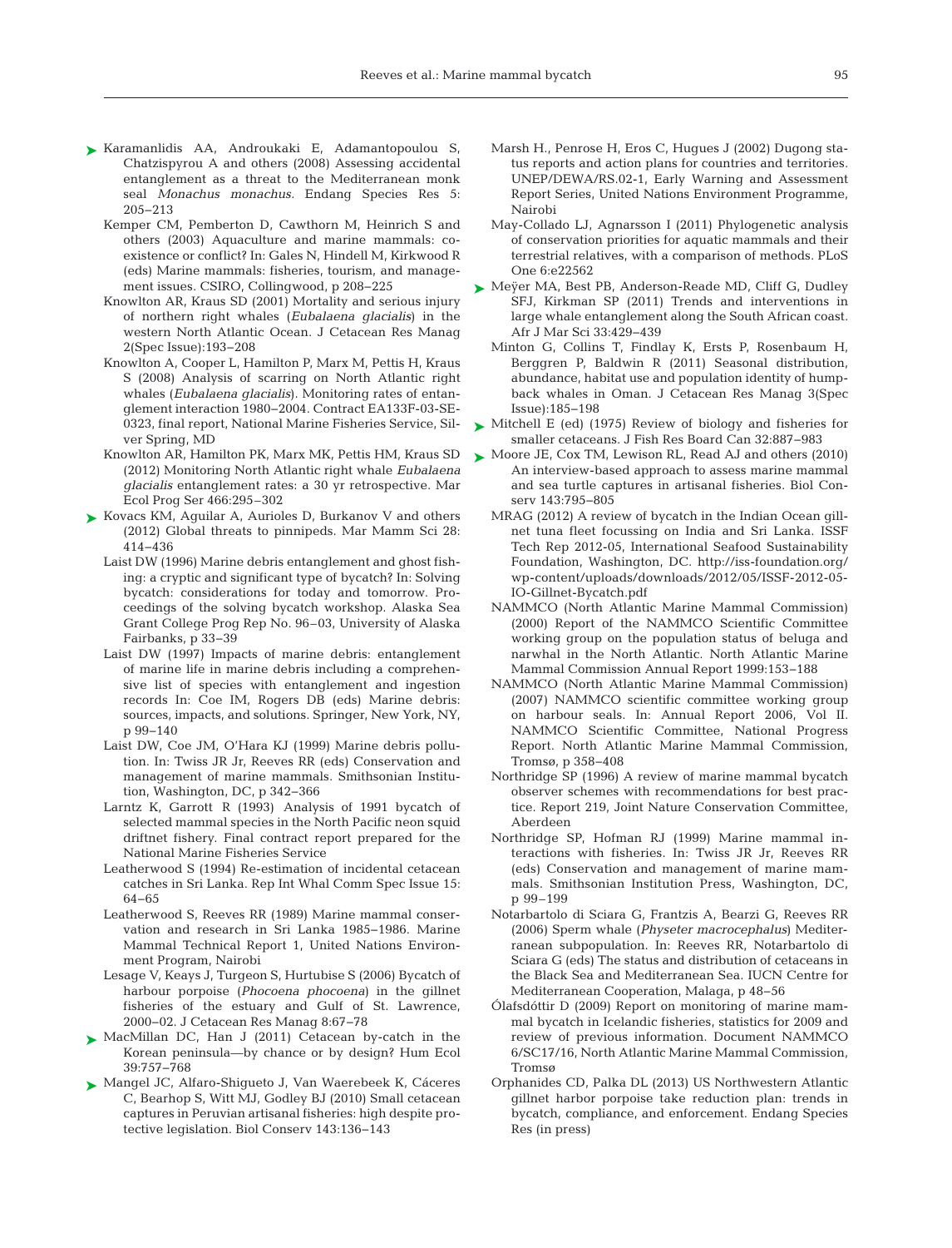Karamanlidis AA, Androukaki E, Adamantopoulou S, Chatzispyrou A and others (2008) Assessing accidental entanglement as a threat to the Mediterranean monk seal *Monachus monachus.* Endang Species Res 5: 205–213

Kemper CM, Pemberton D, Cawthorn M, Heinrich S and others (2003) Aquaculture and marine mammals: co-existence or conflict? In: Gales N, Hindell M, Kirkwood R (eds) Marine mammals: fisheries, tourism, and management issues. CSIRO, Collingwood, p 208–225

Knowlton AR, Kraus SD (2001) Mortality and serious injury of northern right whales (*Eubalaena glacialis*) in the western North Atlantic Ocean. J Cetacean Res Manag 2(Spec Issue):193–208

Knowlton A, Cooper L, Hamilton P, Marx M, Pettis H, Kraus S (2008) Analysis of scarring on North Atlantic right whales (*Eubalaena glacialis*). Monitoring rates of entanglement interaction 1980–2004. Contract EA133F-03-SE-0323, final report, National Marine Fisheries Service, Silver Spring, MD

Knowlton AR, Hamilton PK, Marx MK, Pettis HM, Kraus SD (2012) Monitoring North Atlantic right whale *Eubalaena glacialis* entanglement rates: a 30 yr retrospective. Mar Ecol Prog Ser 466:295–302

Kovacs KM, Aguilar A, Aurioles D, Burkanov V and others (2012) Global threats to pinnipeds. Mar Mamm Sci 28: 414–436

Laist DW (1996) Marine debris entanglement and ghost fishing: a cryptic and significant type of bycatch? In: Solving bycatch: considerations for today and tomorrow. Proceedings of the solving bycatch workshop. Alaska Sea Grant College Prog Rep No. 96–03, University of Alaska Fairbanks, p 33–39

Laist DW (1997) Impacts of marine debris: entanglement of marine life in marine debris including a comprehensive list of species with entanglement and ingestion records In: Coe IM, Rogers DB (eds) Marine debris: sources, impacts, and solutions. Springer, New York, NY, p 99–140

Laist DW, Coe JM, O'Hara KJ (1999) Marine debris pollution. In: Twiss JR Jr, Reeves RR (eds) Conservation and management of marine mammals. Smithsonian Institution, Washington, DC, p 342–366

Larntz K, Garrott R (1993) Analysis of 1991 bycatch of selected mammal species in the North Pacific neon squid driftnet fishery. Final contract report prepared for the National Marine Fisheries Service

Leatherwood S (1994) Re-estimation of incidental cetacean catches in Sri Lanka. Rep Int Whal Comm Spec Issue 15: 64–65

Leatherwood S, Reeves RR (1989) Marine mammal conservation and research in Sri Lanka 1985–1986. Marine Mammal Technical Report 1, United Nations Environment Program, Nairobi

Lesage V, Keays J, Turgeon S, Hurtubise S (2006) Bycatch of harbour porpoise (*Phocoena phocoena*) in the gillnet fisheries of the estuary and Gulf of St. Lawrence, 2000–02. J Cetacean Res Manag 8:67–78

MacMillan DC, Han J (2011) Cetacean by-catch in the Korean peninsula—by chance or by design? Hum Ecol 39:757–768

Mangel JC, Alfaro-Shigueto J, Van Waerebeek K, Cáceres C, Bearhop S, Witt MJ, Godley BJ (2010) Small cetacean captures in Peruvian artisanal fisheries: high despite protective legislation. Biol Conserv 143:136–143

Marsh H., Penrose H, Eros C, Hugues J (2002) Dugong status reports and action plans for countries and territories. UNEP/DEWA/RS.02-1, Early Warning and Assessment Report Series, United Nations Environment Programme, Nairobi

May-Collado LJ, Agnarsson I (2011) Phylogenetic analysis of conservation priorities for aquatic mammals and their terrestrial relatives, with a comparison of methods. PLoS One 6:e22562

Meÿer MA, Best PB, Anderson-Reade MD, Cliff G, Dudley SFJ, Kirkman SP (2011) Trends and interventions in large whale entanglement along the South African coast. Afr J Mar Sci 33:429–439

Minton G, Collins T, Findlay K, Ersts P, Rosenbaum H, Berggren P, Baldwin R (2011) Seasonal distribution, abundance, habitat use and population identity of humpback whales in Oman. J Cetacean Res Manag 3(Spec Issue):185–198

Mitchell E (ed) (1975) Review of biology and fisheries for smaller cetaceans. J Fish Res Board Can 32:887–983

Moore JE, Cox TM, Lewison RL, Read AJ and others (2010) An interview-based approach to assess marine mammal and sea turtle captures in artisanal fisheries. Biol Conserv 143:795–805

MRAG (2012) A review of bycatch in the Indian Ocean gillnet tuna fleet focussing on India and Sri Lanka. ISSF Tech Rep 2012-05, International Seafood Sustainability Foundation, Washington, DC. http://iss-foundation.org/wp-content/uploads/downloads/2012/05/ISSF-2012-05-IO-Gillnet-Bycatch.pdf

NAMMCO (North Atlantic Marine Mammal Commission) (2000) Report of the NAMMCO Scientific Committee working group on the population status of beluga and narwhal in the North Atlantic. North Atlantic Marine Mammal Commission Annual Report 1999:153–188

NAMMCO (North Atlantic Marine Mammal Commission) (2007) NAMMCO scientific committee working group on harbour seals. In: Annual Report 2006, Vol II. NAMMCO Scientific Committee, National Progress Report. North Atlantic Marine Mammal Commission, Tromsø, p 358–408

Northridge SP (1996) A review of marine mammal bycatch observer schemes with recommendations for best practice. Report 219, Joint Nature Conservation Committee, Aberdeen

Northridge SP, Hofman RJ (1999) Marine mammal interactions with fisheries. In: Twiss JR Jr, Reeves RR (eds) Conservation and management of marine mammals. Smithsonian Institution Press, Washington, DC, p 99–199

Notarbartolo di Sciara G, Frantzis A, Bearzi G, Reeves RR (2006) Sperm whale (*Physeter macrocephalus*) Mediterranean subpopulation. In: Reeves RR, Notarbartolo di Sciara G (eds) The status and distribution of cetaceans in the Black Sea and Mediterranean Sea. IUCN Centre for Mediterranean Cooperation, Malaga, p 48–56

Ólafsdóttir D (2009) Report on monitoring of marine mammal bycatch in Icelandic fisheries, statistics for 2009 and review of previous information. Document NAMMCO 6/SC17/16, North Atlantic Marine Mammal Commission, Tromsø

Orphanides CD, Palka DL (2013) US Northwestern Atlantic gillnet harbor porpoise take reduction plan: trends in bycatch, compliance, and enforcement. Endang Species Res (in press)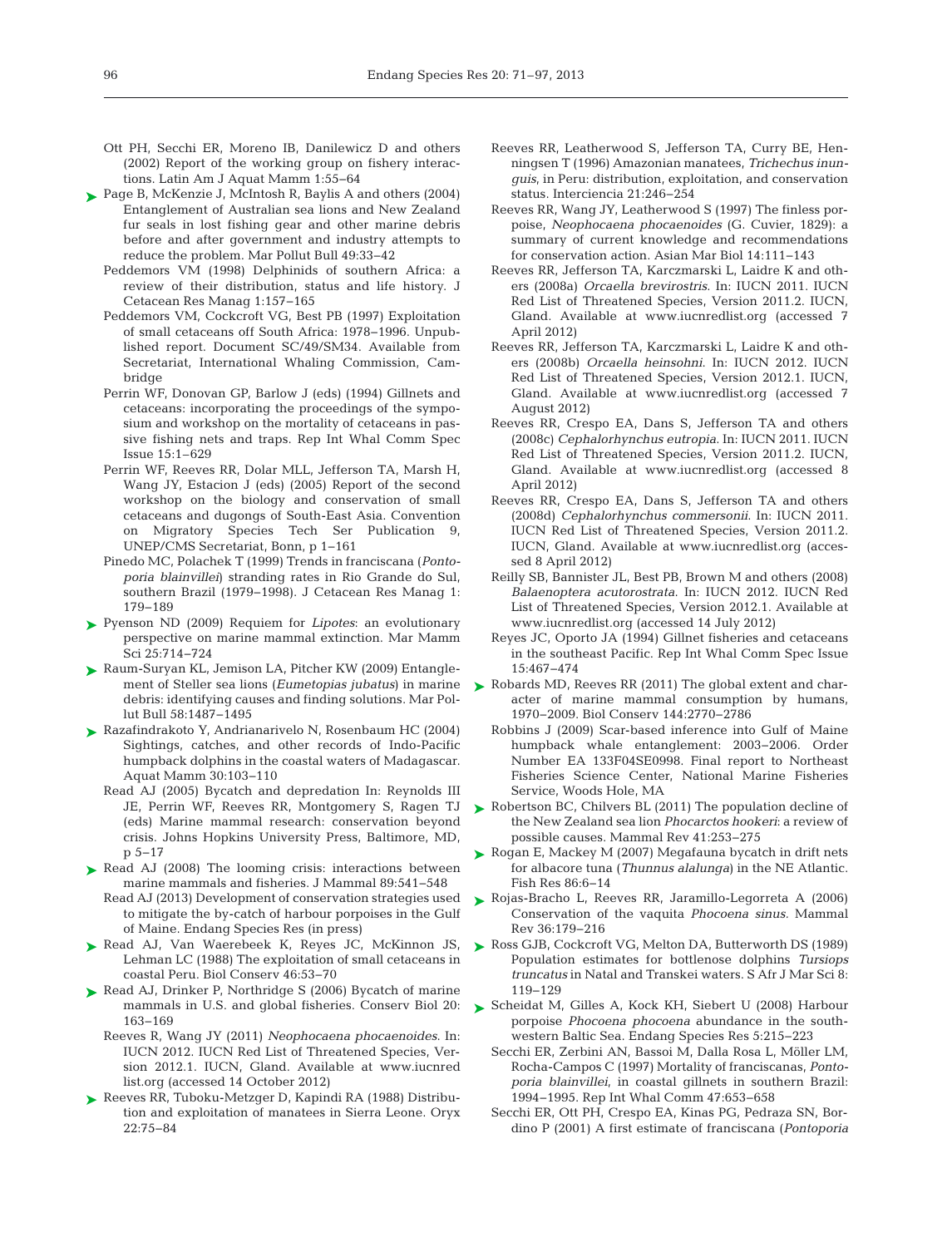Ott PH, Secchi ER, Moreno IB, Danilewicz D and others (2002) Report of the working group on fishery interactions. Latin Am J Aquat Mamm 1:55−64

Page B, McKenzie J, McIntosh R, Baylis A and others (2004) Entanglement of Australian sea lions and New Zealand fur seals in lost fishing gear and other marine debris before and after government and industry attempts to reduce the problem. Mar Pollut Bull 49:33−42

Peddemors VM (1998) Delphinids of southern Africa: a review of their distribution, status and life history. J Cetacean Res Manag 1:157−165

Peddemors VM, Cockcroft VG, Best PB (1997) Exploitation of small cetaceans off South Africa: 1978−1996. Unpublished report. Document SC/49/SM34. Available from Secretariat, International Whaling Commission, Cambridge

Perrin WF, Donovan GP, Barlow J (eds) (1994) Gillnets and cetaceans: incorporating the proceedings of the symposium and workshop on the mortality of cetaceans in passive fishing nets and traps. Rep Int Whal Comm Spec Issue 15:1−629

Perrin WF, Reeves RR, Dolar MLL, Jefferson TA, Marsh H, Wang JY, Estacion J (eds) (2005) Report of the second workshop on the biology and conservation of small cetaceans and dugongs of South-East Asia. Convention on Migratory Species Tech Ser Publication 9, UNEP/CMS Secretariat, Bonn, p 1−161

Pinedo MC, Polachek T (1999) Trends in franciscana (*Pontoporia blainvillei*) stranding rates in Rio Grande do Sul, southern Brazil (1979−1998). J Cetacean Res Manag 1: 179−189

Pyenson ND (2009) Requiem for *Lipotes*: an evolutionary perspective on marine mammal extinction. Mar Mamm Sci 25:714−724

Raum-Suryan KL, Jemison LA, Pitcher KW (2009) Entanglement of Steller sea lions (*Eumetopias jubatus*) in marine debris: identifying causes and finding solutions. Mar Pollut Bull 58:1487−1495

Razafindrakoto Y, Andrianarivelo N, Rosenbaum HC (2004) Sightings, catches, and other records of Indo-Pacific humpback dolphins in the coastal waters of Madagascar. Aquat Mamm 30:103−110

Read AJ (2005) Bycatch and depredation In: Reynolds III JE, Perrin WF, Reeves RR, Montgomery S, Ragen TJ (eds) Marine mammal research: conservation beyond crisis. Johns Hopkins University Press, Baltimore, MD, p 5−17

Read AJ (2008) The looming crisis: interactions between marine mammals and fisheries. J Mammal 89:541−548

Read AJ (2013) Development of conservation strategies used to mitigate the by-catch of harbour porpoises in the Gulf of Maine. Endang Species Res (in press)

Read AJ, Van Waerebeek K, Reyes JC, McKinnon JS, Lehman LC (1988) The exploitation of small cetaceans in coastal Peru. Biol Conserv 46:53−70

Read AJ, Drinker P, Northridge S (2006) Bycatch of marine mammals in U.S. and global fisheries. Conserv Biol 20: 163−169

Reeves R, Wang JY (2011) *Neophocaena phocaenoides*. In: IUCN 2012. IUCN Red List of Threatened Species, Version 2012.1. IUCN, Gland. Available at www.iucnredlist.org (accessed 14 October 2012)

Reeves RR, Tuboku-Metzger D, Kapindi RA (1988) Distribution and exploitation of manatees in Sierra Leone. Oryx 22:75−84

Reeves RR, Leatherwood S, Jefferson TA, Curry BE, Henningsen T (1996) Amazonian manatees, *Trichechus inunguis*, in Peru: distribution, exploitation, and conservation status. Interciencia 21:246−254

Reeves RR, Wang JY, Leatherwood S (1997) The finless porpoise, *Neophocaena phocaenoides* (G. Cuvier, 1829): a summary of current knowledge and recommendations for conservation action. Asian Mar Biol 14:111−143

Reeves RR, Jefferson TA, Karczmarski L, Laidre K and others (2008a) *Orcaella brevirostris*. In: IUCN 2011. IUCN Red List of Threatened Species, Version 2011.2. IUCN, Gland. Available at www.iucnredlist.org (accessed 7 April 2012)

Reeves RR, Jefferson TA, Karczmarski L, Laidre K and others (2008b) *Orcaella heinsohni*. In: IUCN 2012. IUCN Red List of Threatened Species, Version 2012.1. IUCN, Gland. Available at www.iucnredlist.org (accessed 7 August 2012)

Reeves RR, Crespo EA, Dans S, Jefferson TA and others (2008c) *Cephalorhynchus eutropia*. In: IUCN 2011. IUCN Red List of Threatened Species, Version 2011.2. IUCN, Gland. Available at www.iucnredlist.org (accessed 8 April 2012)

Reeves RR, Crespo EA, Dans S, Jefferson TA and others (2008d) *Cephalorhynchus commersonii*. In: IUCN 2011. IUCN Red List of Threatened Species, Version 2011.2. IUCN, Gland. Available at www.iucnredlist.org (accessed 8 April 2012)

Reilly SB, Bannister JL, Best PB, Brown M and others (2008) *Balaenoptera acutorostrata*. In: IUCN 2012. IUCN Red List of Threatened Species, Version 2012.1. Available at www.iucnredlist.org (accessed 14 July 2012)

Reyes JC, Oporto JA (1994) Gillnet fisheries and cetaceans in the southeast Pacific. Rep Int Whal Comm Spec Issue 15:467−474

Robards MD, Reeves RR (2011) The global extent and character of marine mammal consumption by humans, 1970−2009. Biol Conserv 144:2770−2786

Robbins J (2009) Scar-based inference into Gulf of Maine humpback whale entanglement: 2003−2006. Order Number EA 133F04SE0998. Final report to Northeast Fisheries Science Center, National Marine Fisheries Service, Woods Hole, MA

Robertson BC, Chilvers BL (2011) The population decline of the New Zealand sea lion *Phocarctos hookeri*: a review of possible causes. Mammal Rev 41:253−275

Rogan E, Mackey M (2007) Megafauna bycatch in drift nets for albacore tuna (*Thunnus alalunga*) in the NE Atlantic. Fish Res 86:6−14

Rojas-Bracho L, Reeves RR, Jaramillo-Legorreta A (2006) Conservation of the vaquita *Phocoena sinus*. Mammal Rev 36:179−216

Ross GJB, Cockcroft VG, Melton DA, Butterworth DS (1989) Population estimates for bottlenose dolphins *Tursiops truncatus* in Natal and Transkei waters. S Afr J Mar Sci 8: 119−129

Scheidat M, Gilles A, Kock KH, Siebert U (2008) Harbour porpoise *Phocoena phocoena* abundance in the southwestern Baltic Sea. Endang Species Res 5:215−223

Secchi ER, Zerbini AN, Bassoi M, Dalla Rosa L, Möller LM, Rocha-Campos C (1997) Mortality of franciscanas, *Pontoporia blainvillei*, in coastal gillnets in southern Brazil: 1994−1995. Rep Int Whal Comm 47:653−658

Secchi ER, Ott PH, Crespo EA, Kinas PG, Pedraza SN, Bordino P (2001) A first estimate of franciscana (*Pontoporia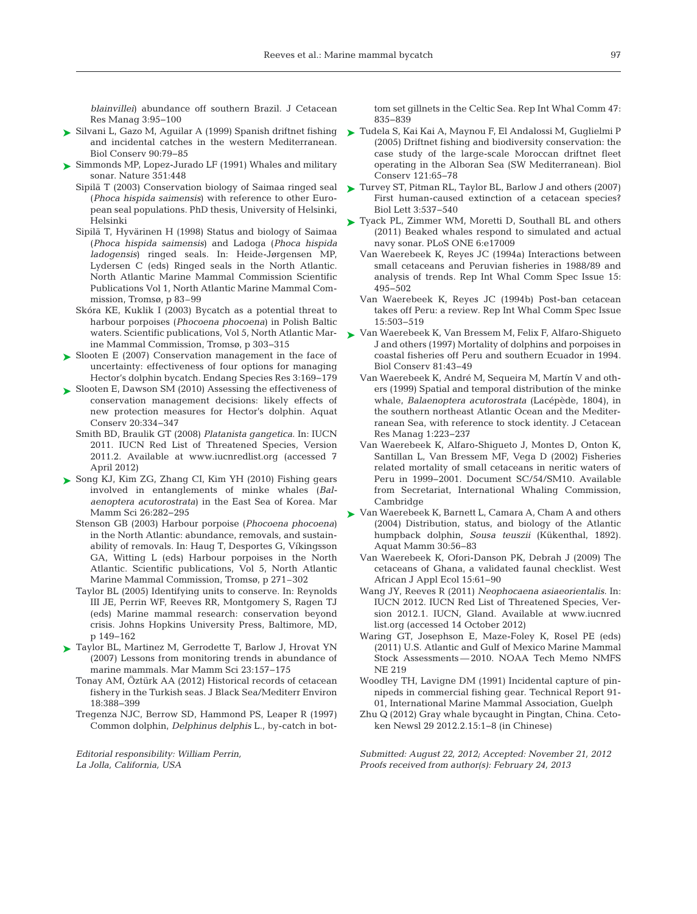*blainvillei*) abundance off southern Brazil. J Cetacean Res Manag 3:95−100

Silvani L, Gazo M, Aguilar A (1999) Spanish driftnet fishing and incidental catches in the western Mediterranean. Biol Conserv 90:79−85

Simmonds MP, Lopez-Jurado LF (1991) Whales and military sonar. Nature 351:448

Sipilä T (2003) Conservation biology of Saimaa ringed seal (*Phoca hispida saimensis*) with reference to other European seal populations. PhD thesis, University of Helsinki, Helsinki

Sipilä T, Hyvärinen H (1998) Status and biology of Saimaa (*Phoca hispida saimensis*) and Ladoga (*Phoca hispida ladogensis*) ringed seals. In: Heide-Jørgensen MP, Lydersen C (eds) Ringed seals in the North Atlantic. North Atlantic Marine Mammal Commission Scientific Publications Vol 1, North Atlantic Marine Mammal Commission, Tromsø, p 83−99

Skóra KE, Kuklik I (2003) Bycatch as a potential threat to harbour porpoises (*Phocoena phocoena*) in Polish Baltic waters. Scientific publications, Vol 5, North Atlantic Marine Mammal Commission, Tromsø, p 303−315

Slooten E (2007) Conservation management in the face of uncertainty: effectiveness of four options for managing Hector's dolphin bycatch. Endang Species Res 3:169−179

Slooten E, Dawson SM (2010) Assessing the effectiveness of conservation management decisions: likely effects of new protection measures for Hector's dolphin. Aquat Conserv 20:334−347

Smith BD, Braulik GT (2008) *Platanista gangetica*. In: IUCN 2011. IUCN Red List of Threatened Species, Version 2011.2. Available at www.iucnredlist.org (accessed 7 April 2012)

Song KJ, Kim ZG, Zhang CI, Kim YH (2010) Fishing gears involved in entanglements of minke whales (*Balaenoptera acutorostrata*) in the East Sea of Korea. Mar Mamm Sci 26:282−295

Stenson GB (2003) Harbour porpoise (*Phocoena phocoena*) in the North Atlantic: abundance, removals, and sustainability of removals. In: Haug T, Desportes G, Víkingsson GA, Witting L (eds) Harbour porpoises in the North Atlantic. Scientific publications, Vol 5, North Atlantic Marine Mammal Commission, Tromsø, p 271−302

Taylor BL (2005) Identifying units to conserve. In: Reynolds III JE, Perrin WF, Reeves RR, Montgomery S, Ragen TJ (eds) Marine mammal research: conservation beyond crisis. Johns Hopkins University Press, Baltimore, MD, p 149−162

Taylor BL, Martinez M, Gerrodette T, Barlow J, Hrovat YN (2007) Lessons from monitoring trends in abundance of marine mammals. Mar Mamm Sci 23:157−175

Tonay AM, Öztürk AA (2012) Historical records of cetacean fishery in the Turkish seas. J Black Sea/Mediterr Environ 18:388−399

Tregenza NJC, Berrow SD, Hammond PS, Leaper R (1997) Common dolphin, *Delphinus delphis* L., by-catch in bottom set gillnets in the Celtic Sea. Rep Int Whal Comm 47: 835−839

Tudela S, Kai Kai A, Maynou F, El Andalossi M, Guglielmi P (2005) Driftnet fishing and biodiversity conservation: the case study of the large-scale Moroccan driftnet fleet operating in the Alboran Sea (SW Mediterranean). Biol Conserv 121:65−78

Turvey ST, Pitman RL, Taylor BL, Barlow J and others (2007) First human-caused extinction of a cetacean species? Biol Lett 3:537−540

Tyack PL, Zimmer WM, Moretti D, Southall BL and others (2011) Beaked whales respond to simulated and actual navy sonar. PLoS ONE 6:e17009

Van Waerebeek K, Reyes JC (1994a) Interactions between small cetaceans and Peruvian fisheries in 1988/89 and analysis of trends. Rep Int Whal Comm Spec Issue 15: 495−502

Van Waerebeek K, Reyes JC (1994b) Post-ban cetacean takes off Peru: a review. Rep Int Whal Comm Spec Issue 15:503−519

Van Waerebeek K, Van Bressem M, Felix F, Alfaro-Shigueto J and others (1997) Mortality of dolphins and porpoises in coastal fisheries off Peru and southern Ecuador in 1994. Biol Conserv 81:43−49

Van Waerebeek K, André M, Sequeira M, Martín V and others (1999) Spatial and temporal distribution of the minke whale, *Balaenoptera acutorostrata* (Lacépède, 1804), in the southern northeast Atlantic Ocean and the Mediterranean Sea, with reference to stock identity. J Cetacean Res Manag 1:223−237

Van Waerebeek K, Alfaro-Shigueto J, Montes D, Onton K, Santillan L, Van Bressem MF, Vega D (2002) Fisheries related mortality of small cetaceans in neritic waters of Peru in 1999−2001. Document SC/54/SM10. Available from Secretariat, International Whaling Commission, Cambridge

Van Waerebeek K, Barnett L, Camara A, Cham A and others (2004) Distribution, status, and biology of the Atlantic humpback dolphin, *Sousa teuszii* (Kükenthal, 1892). Aquat Mamm 30:56−83

Van Waerebeek K, Ofori-Danson PK, Debrah J (2009) The cetaceans of Ghana, a validated faunal checklist. West African J Appl Ecol 15:61−90

Wang JY, Reeves R (2011) *Neophocaena asiaeorientalis*. In: IUCN 2012. IUCN Red List of Threatened Species, Version 2012.1. IUCN, Gland. Available at www.iucnredlist.org (accessed 14 October 2012)

Waring GT, Josephson E, Maze-Foley K, Rosel PE (eds) (2011) U.S. Atlantic and Gulf of Mexico Marine Mammal Stock Assessments — 2010. NOAA Tech Memo NMFS NE 219

Woodley TH, Lavigne DM (1991) Incidental capture of pinnipeds in commercial fishing gear. Technical Report 91-01, International Marine Mammal Association, Guelph

Zhu Q (2012) Gray whale bycaught in Pingtan, China. Cetoken Newsl 29 2012.2.15:1−8 (in Chinese)

*Editorial responsibility: William Perrin, La Jolla, California, USA*

*Submitted: August 22, 2012; Accepted: November 21, 2012*
*Proofs received from author(s): February 24, 2013*